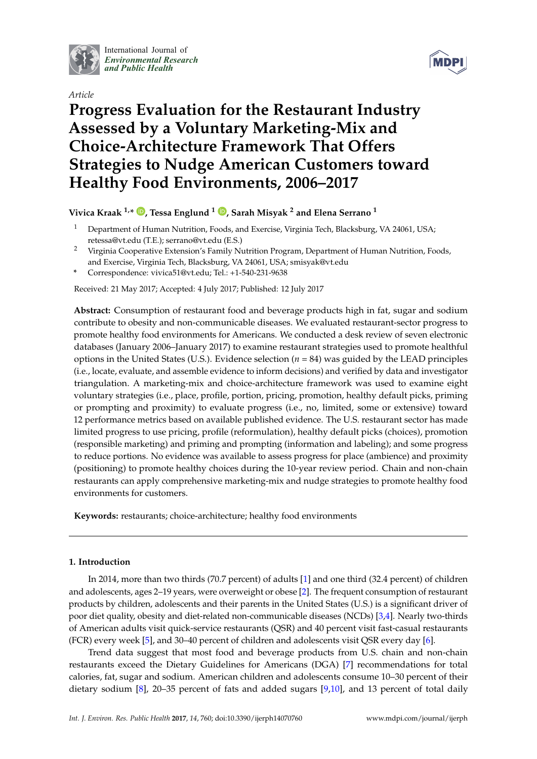International Journal of *Environmental Research and Public Health*

*Article*

# Progress Evaluation for the Restaurant Industry Assessed by a Voluntary Marketing-Mix and Choice-Architecture Framework That Offers Strategies to Nudge American Customers toward Healthy Food Environments, 2006–2017

**Vivica Kraak [1,*], Tessa Englund [1], Sarah Misyak [2] and Elena Serrano [1]**

[1] Department of Human Nutrition, Foods, and Exercise, Virginia Tech, Blacksburg, VA 24061, USA; retessa@vt.edu (T.E.); serrano@vt.edu (E.S.)

[2] Virginia Cooperative Extension's Family Nutrition Program, Department of Human Nutrition, Foods, and Exercise, Virginia Tech, Blacksburg, VA 24061, USA; smisyak@vt.edu

\* Correspondence: vivica51@vt.edu; Tel.: +1-540-231-9638

Received: 21 May 2017; Accepted: 4 July 2017; Published: 12 July 2017

**Abstract:** Consumption of restaurant food and beverage products high in fat, sugar and sodium contribute to obesity and non-communicable diseases. We evaluated restaurant-sector progress to promote healthy food environments for Americans. We conducted a desk review of seven electronic databases (January 2006–January 2017) to examine restaurant strategies used to promote healthful options in the United States (U.S.). Evidence selection ($n = 84$) was guided by the LEAD principles (i.e., locate, evaluate, and assemble evidence to inform decisions) and verified by data and investigator triangulation. A marketing-mix and choice-architecture framework was used to examine eight voluntary strategies (i.e., place, profile, portion, pricing, promotion, healthy default picks, priming or prompting and proximity) to evaluate progress (i.e., no, limited, some or extensive) toward 12 performance metrics based on available published evidence. The U.S. restaurant sector has made limited progress to use pricing, profile (reformulation), healthy default picks (choices), promotion (responsible marketing) and priming and prompting (information and labeling); and some progress to reduce portions. No evidence was available to assess progress for place (ambience) and proximity (positioning) to promote healthy choices during the 10-year review period. Chain and non-chain restaurants can apply comprehensive marketing-mix and nudge strategies to promote healthy food environments for customers.

**Keywords:** restaurants; choice-architecture; healthy food environments

## 1. Introduction

In 2014, more than two thirds (70.7 percent) of adults [1] and one third (32.4 percent) of children and adolescents, ages 2–19 years, were overweight or obese [2]. The frequent consumption of restaurant products by children, adolescents and their parents in the United States (U.S.) is a significant driver of poor diet quality, obesity and diet-related non-communicable diseases (NCDs) [3,4]. Nearly two-thirds of American adults visit quick-service restaurants (QSR) and 40 percent visit fast-casual restaurants (FCR) every week [5], and 30–40 percent of children and adolescents visit QSR every day [6].

Trend data suggest that most food and beverage products from U.S. chain and non-chain restaurants exceed the Dietary Guidelines for Americans (DGA) [7] recommendations for total calories, fat, sugar and sodium. American children and adolescents consume 10–30 percent of their dietary sodium [8], 20–35 percent of fats and added sugars [9,10], and 13 percent of total daily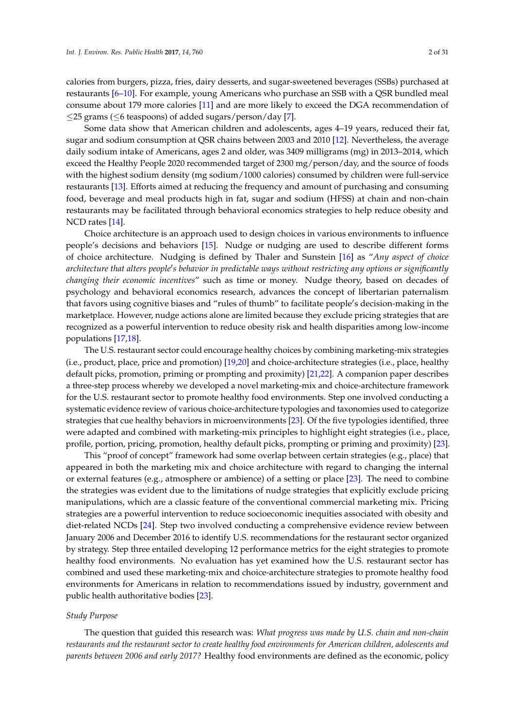calories from burgers, pizza, fries, dairy desserts, and sugar-sweetened beverages (SSBs) purchased at restaurants [6–10]. For example, young Americans who purchase an SSB with a QSR bundled meal consume about 179 more calories [11] and are more likely to exceed the DGA recommendation of ≤25 grams (≤6 teaspoons) of added sugars/person/day [7].

Some data show that American children and adolescents, ages 4–19 years, reduced their fat, sugar and sodium consumption at QSR chains between 2003 and 2010 [12]. Nevertheless, the average daily sodium intake of Americans, ages 2 and older, was 3409 milligrams (mg) in 2013–2014, which exceed the Healthy People 2020 recommended target of 2300 mg/person/day, and the source of foods with the highest sodium density (mg sodium/1000 calories) consumed by children were full-service restaurants [13]. Efforts aimed at reducing the frequency and amount of purchasing and consuming food, beverage and meal products high in fat, sugar and sodium (HFSS) at chain and non-chain restaurants may be facilitated through behavioral economics strategies to help reduce obesity and NCD rates [14].

Choice architecture is an approach used to design choices in various environments to influence people's decisions and behaviors [15]. Nudge or nudging are used to describe different forms of choice architecture. Nudging is defined by Thaler and Sunstein [16] as "*Any aspect of choice architecture that alters people's behavior in predictable ways without restricting any options or significantly changing their economic incentives*" such as time or money. Nudge theory, based on decades of psychology and behavioral economics research, advances the concept of libertarian paternalism that favors using cognitive biases and "rules of thumb" to facilitate people's decision-making in the marketplace. However, nudge actions alone are limited because they exclude pricing strategies that are recognized as a powerful intervention to reduce obesity risk and health disparities among low-income populations [17,18].

The U.S. restaurant sector could encourage healthy choices by combining marketing-mix strategies (i.e., product, place, price and promotion) [19,20] and choice-architecture strategies (i.e., place, healthy default picks, promotion, priming or prompting and proximity) [21,22]. A companion paper describes a three-step process whereby we developed a novel marketing-mix and choice-architecture framework for the U.S. restaurant sector to promote healthy food environments. Step one involved conducting a systematic evidence review of various choice-architecture typologies and taxonomies used to categorize strategies that cue healthy behaviors in microenvironments [23]. Of the five typologies identified, three were adapted and combined with marketing-mix principles to highlight eight strategies (i.e., place, profile, portion, pricing, promotion, healthy default picks, prompting or priming and proximity) [23].

This "proof of concept" framework had some overlap between certain strategies (e.g., place) that appeared in both the marketing mix and choice architecture with regard to changing the internal or external features (e.g., atmosphere or ambience) of a setting or place [23]. The need to combine the strategies was evident due to the limitations of nudge strategies that explicitly exclude pricing manipulations, which are a classic feature of the conventional commercial marketing mix. Pricing strategies are a powerful intervention to reduce socioeconomic inequities associated with obesity and diet-related NCDs [24]. Step two involved conducting a comprehensive evidence review between January 2006 and December 2016 to identify U.S. recommendations for the restaurant sector organized by strategy. Step three entailed developing 12 performance metrics for the eight strategies to promote healthy food environments. No evaluation has yet examined how the U.S. restaurant sector has combined and used these marketing-mix and choice-architecture strategies to promote healthy food environments for Americans in relation to recommendations issued by industry, government and public health authoritative bodies [23].

*Study Purpose*

The question that guided this research was: *What progress was made by U.S. chain and non-chain restaurants and the restaurant sector to create healthy food environments for American children, adolescents and parents between 2006 and early 2017?* Healthy food environments are defined as the economic, policy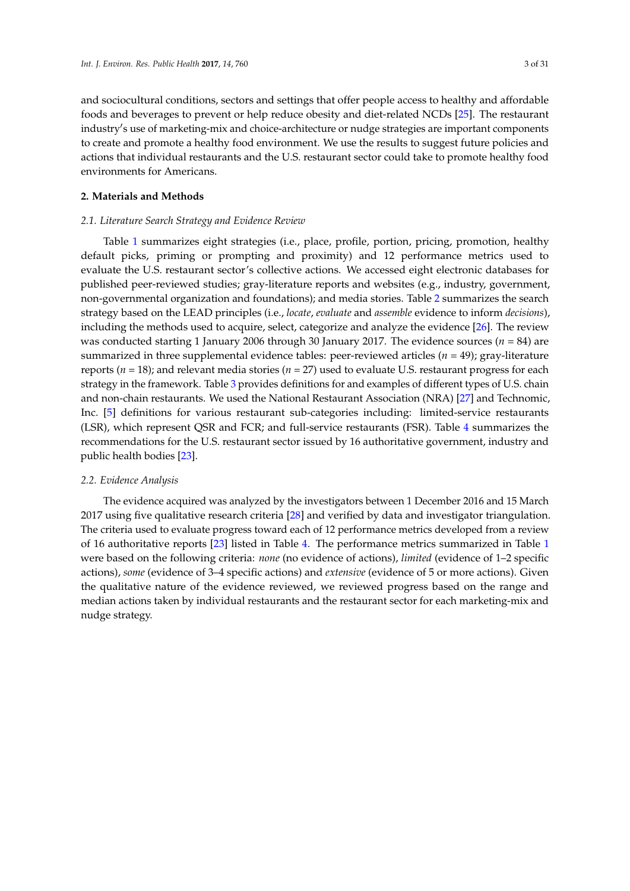and sociocultural conditions, sectors and settings that offer people access to healthy and affordable foods and beverages to prevent or help reduce obesity and diet-related NCDs [25]. The restaurant industry's use of marketing-mix and choice-architecture or nudge strategies are important components to create and promote a healthy food environment. We use the results to suggest future policies and actions that individual restaurants and the U.S. restaurant sector could take to promote healthy food environments for Americans.

## 2. Materials and Methods

### 2.1. Literature Search Strategy and Evidence Review

Table 1 summarizes eight strategies (i.e., place, profile, portion, pricing, promotion, healthy default picks, priming or prompting and proximity) and 12 performance metrics used to evaluate the U.S. restaurant sector's collective actions. We accessed eight electronic databases for published peer-reviewed studies; gray-literature reports and websites (e.g., industry, government, non-governmental organization and foundations); and media stories. Table 2 summarizes the search strategy based on the LEAD principles (i.e., *locate*, *evaluate* and *assemble* evidence to inform *decisions*), including the methods used to acquire, select, categorize and analyze the evidence [26]. The review was conducted starting 1 January 2006 through 30 January 2017. The evidence sources ($n$ = 84) are summarized in three supplemental evidence tables: peer-reviewed articles ($n$ = 49); gray-literature reports ($n$ = 18); and relevant media stories ($n$ = 27) used to evaluate U.S. restaurant progress for each strategy in the framework. Table 3 provides definitions for and examples of different types of U.S. chain and non-chain restaurants. We used the National Restaurant Association (NRA) [27] and Technomic, Inc. [5] definitions for various restaurant sub-categories including: limited-service restaurants (LSR), which represent QSR and FCR; and full-service restaurants (FSR). Table 4 summarizes the recommendations for the U.S. restaurant sector issued by 16 authoritative government, industry and public health bodies [23].

### 2.2. Evidence Analysis

The evidence acquired was analyzed by the investigators between 1 December 2016 and 15 March 2017 using five qualitative research criteria [28] and verified by data and investigator triangulation. The criteria used to evaluate progress toward each of 12 performance metrics developed from a review of 16 authoritative reports [23] listed in Table 4. The performance metrics summarized in Table 1 were based on the following criteria: *none* (no evidence of actions), *limited* (evidence of 1–2 specific actions), *some* (evidence of 3–4 specific actions) and *extensive* (evidence of 5 or more actions). Given the qualitative nature of the evidence reviewed, we reviewed progress based on the range and median actions taken by individual restaurants and the restaurant sector for each marketing-mix and nudge strategy.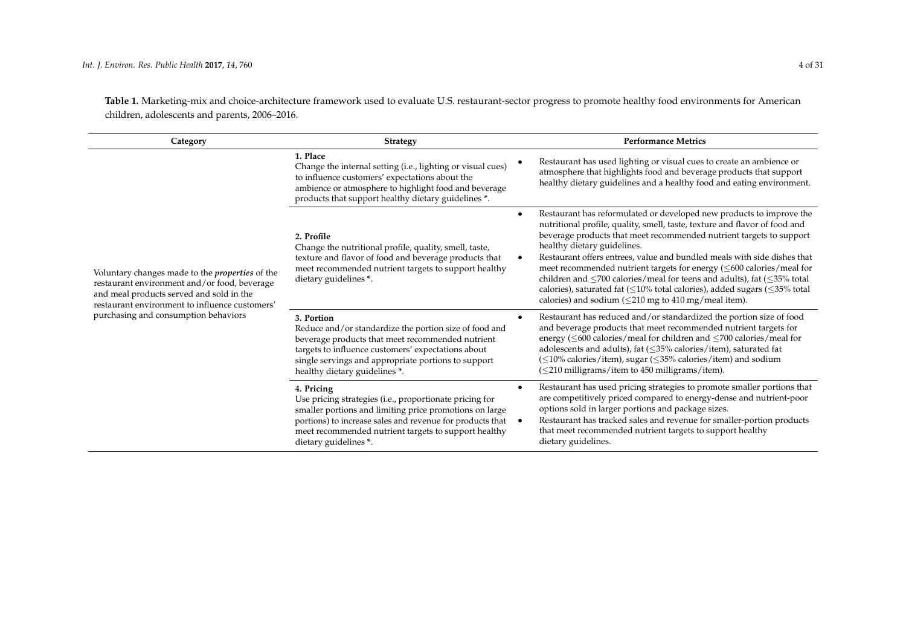**Table 1.** Marketing-mix and choice-architecture framework used to evaluate U.S. restaurant-sector progress to promote healthy food environments for American children, adolescents and parents, 2006–2016.

| Category | Strategy | Performance Metrics |
|---|---|---|
| Voluntary changes made to the ***properties*** of the restaurant environment and/or food, beverage and meal products served and sold in the restaurant environment to influence customers' purchasing and consumption behaviors | **1. Place** Change the internal setting (i.e., lighting or visual cues) to influence customers' expectations about the ambience or atmosphere to highlight food and beverage products that support healthy dietary guidelines *. | • Restaurant has used lighting or visual cues to create an ambience or atmosphere that highlights food and beverage products that support healthy dietary guidelines and a healthy food and eating environment. |
| | **2. Profile** Change the nutritional profile, quality, smell, taste, texture and flavor of food and beverage products that meet recommended nutrient targets to support healthy dietary guidelines *. | • Restaurant has reformulated or developed new products to improve the nutritional profile, quality, smell, taste, texture and flavor of food and beverage products that meet recommended nutrient targets to support healthy dietary guidelines. • Restaurant offers entrees, value and bundled meals with side dishes that meet recommended nutrient targets for energy (≤600 calories/meal for children and ≤700 calories/meal for teens and adults), fat (≤35% total calories), saturated fat (≤10% total calories), added sugars (≤35% total calories) and sodium (≤210 mg to 410 mg/meal item). |
| | **3. Portion** Reduce and/or standardize the portion size of food and beverage products that meet recommended nutrient targets to influence customers' expectations about single servings and appropriate portions to support healthy dietary guidelines *. | • Restaurant has reduced and/or standardized the portion size of food and beverage products that meet recommended nutrient targets for energy (≤600 calories/meal for children and ≤700 calories/meal for adolescents and adults), fat (≤35% calories/item), saturated fat (≤10% calories/item), sugar (≤35% calories/item) and sodium (≤210 milligrams/item to 450 milligrams/item). |
| | **4. Pricing** Use pricing strategies (i.e., proportionate pricing for smaller portions and limiting price promotions on large portions) to increase sales and revenue for products that meet recommended nutrient targets to support healthy dietary guidelines *. | • Restaurant has used pricing strategies to promote smaller portions that are competitively priced compared to energy-dense and nutrient-poor options sold in larger portions and package sizes. • Restaurant has tracked sales and revenue for smaller-portion products that meet recommended nutrient targets to support healthy dietary guidelines. |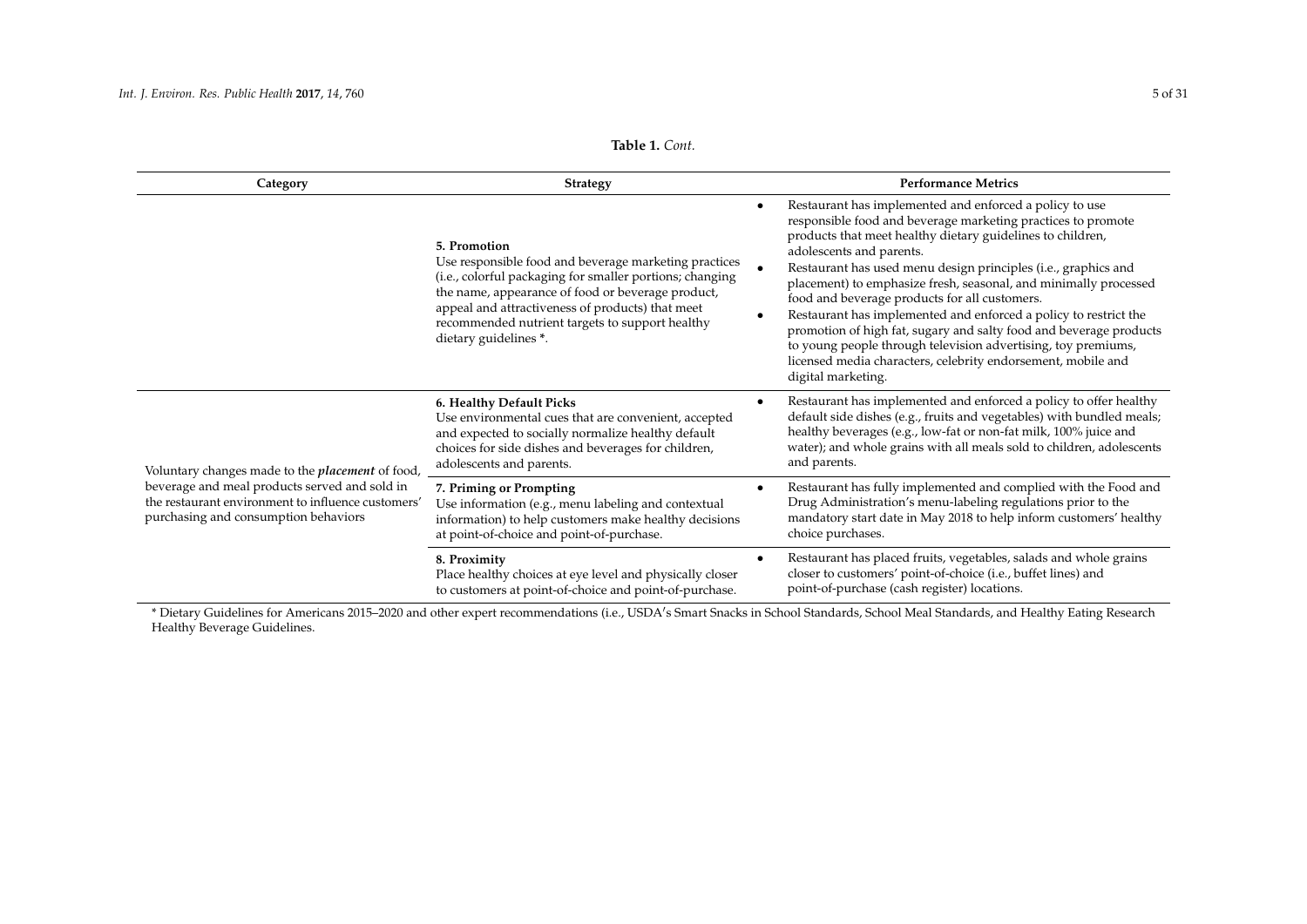**Table 1.** *Cont.*

| Category | Strategy | Performance Metrics |
| --- | --- | --- |
| | **5. Promotion**<br>Use responsible food and beverage marketing practices (i.e., colorful packaging for smaller portions; changing the name, appearance of food or beverage product, appeal and attractiveness of products) that meet recommended nutrient targets to support healthy dietary guidelines *. | • Restaurant has implemented and enforced a policy to use responsible food and beverage marketing practices to promote products that meet healthy dietary guidelines to children, adolescents and parents.<br>• Restaurant has used menu design principles (i.e., graphics and placement) to emphasize fresh, seasonal, and minimally processed food and beverage products for all customers.<br>• Restaurant has implemented and enforced a policy to restrict the promotion of high fat, sugary and salty food and beverage products to young people through television advertising, toy premiums, licensed media characters, celebrity endorsement, mobile and digital marketing. |
| Voluntary changes made to the ***placement*** of food, beverage and meal products served and sold in the restaurant environment to influence customers' purchasing and consumption behaviors | **6. Healthy Default Picks**<br>Use environmental cues that are convenient, accepted and expected to socially normalize healthy default choices for side dishes and beverages for children, adolescents and parents. | • Restaurant has implemented and enforced a policy to offer healthy default side dishes (e.g., fruits and vegetables) with bundled meals; healthy beverages (e.g., low-fat or non-fat milk, 100% juice and water); and whole grains with all meals sold to children, adolescents and parents. |
| | **7. Priming or Prompting**<br>Use information (e.g., menu labeling and contextual information) to help customers make healthy decisions at point-of-choice and point-of-purchase. | • Restaurant has fully implemented and complied with the Food and Drug Administration's menu-labeling regulations prior to the mandatory start date in May 2018 to help inform customers' healthy choice purchases. |
| | **8. Proximity**<br>Place healthy choices at eye level and physically closer to customers at point-of-choice and point-of-purchase. | • Restaurant has placed fruits, vegetables, salads and whole grains closer to customers' point-of-choice (i.e., buffet lines) and point-of-purchase (cash register) locations. |

* Dietary Guidelines for Americans 2015–2020 and other expert recommendations (i.e., USDA's Smart Snacks in School Standards, School Meal Standards, and Healthy Eating Research Healthy Beverage Guidelines.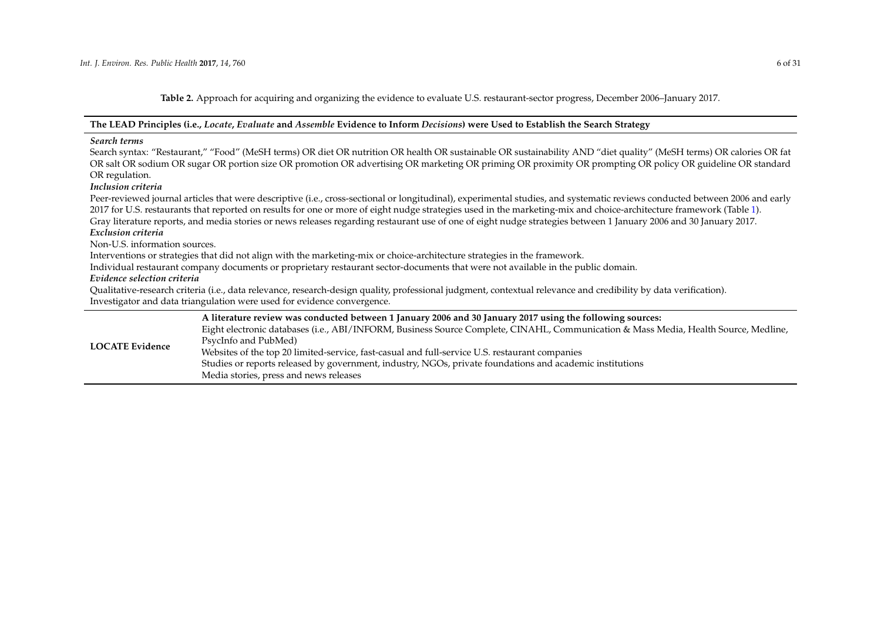**Table 2.** Approach for acquiring and organizing the evidence to evaluate U.S. restaurant-sector progress, December 2006–January 2017.

| **The LEAD Principles (i.e., *Locate*, *Evaluate* and *Assemble* Evidence to Inform *Decisions*) were Used to Establish the Search Strategy** | |
|---|---|
| ***Search terms***<br>Search syntax: "Restaurant," "Food" (MeSH terms) OR diet OR nutrition OR health OR sustainable OR sustainability AND "diet quality" (MeSH terms) OR calories OR fat OR salt OR sodium OR sugar OR portion size OR promotion OR advertising OR marketing OR priming OR proximity OR prompting OR policy OR guideline OR standard OR regulation.<br>***Inclusion criteria***<br>Peer-reviewed journal articles that were descriptive (i.e., cross-sectional or longitudinal), experimental studies, and systematic reviews conducted between 2006 and early 2017 for U.S. restaurants that reported on results for one or more of eight nudge strategies used in the marketing-mix and choice-architecture framework (Table 1).<br>Gray literature reports, and media stories or news releases regarding restaurant use of one of eight nudge strategies between 1 January 2006 and 30 January 2017.<br>***Exclusion criteria***<br>Non-U.S. information sources.<br>Interventions or strategies that did not align with the marketing-mix or choice-architecture strategies in the framework.<br>Individual restaurant company documents or proprietary restaurant sector-documents that were not available in the public domain.<br>***Evidence selection criteria***<br>Qualitative-research criteria (i.e., data relevance, research-design quality, professional judgment, contextual relevance and credibility by data verification).<br>Investigator and data triangulation were used for evidence convergence. | |
| **LOCATE Evidence** | **A literature review was conducted between 1 January 2006 and 30 January 2017 using the following sources:**<br>Eight electronic databases (i.e., ABI/INFORM, Business Source Complete, CINAHL, Communication & Mass Media, Health Source, Medline, PsycInfo and PubMed)<br>Websites of the top 20 limited-service, fast-casual and full-service U.S. restaurant companies<br>Studies or reports released by government, industry, NGOs, private foundations and academic institutions<br>Media stories, press and news releases |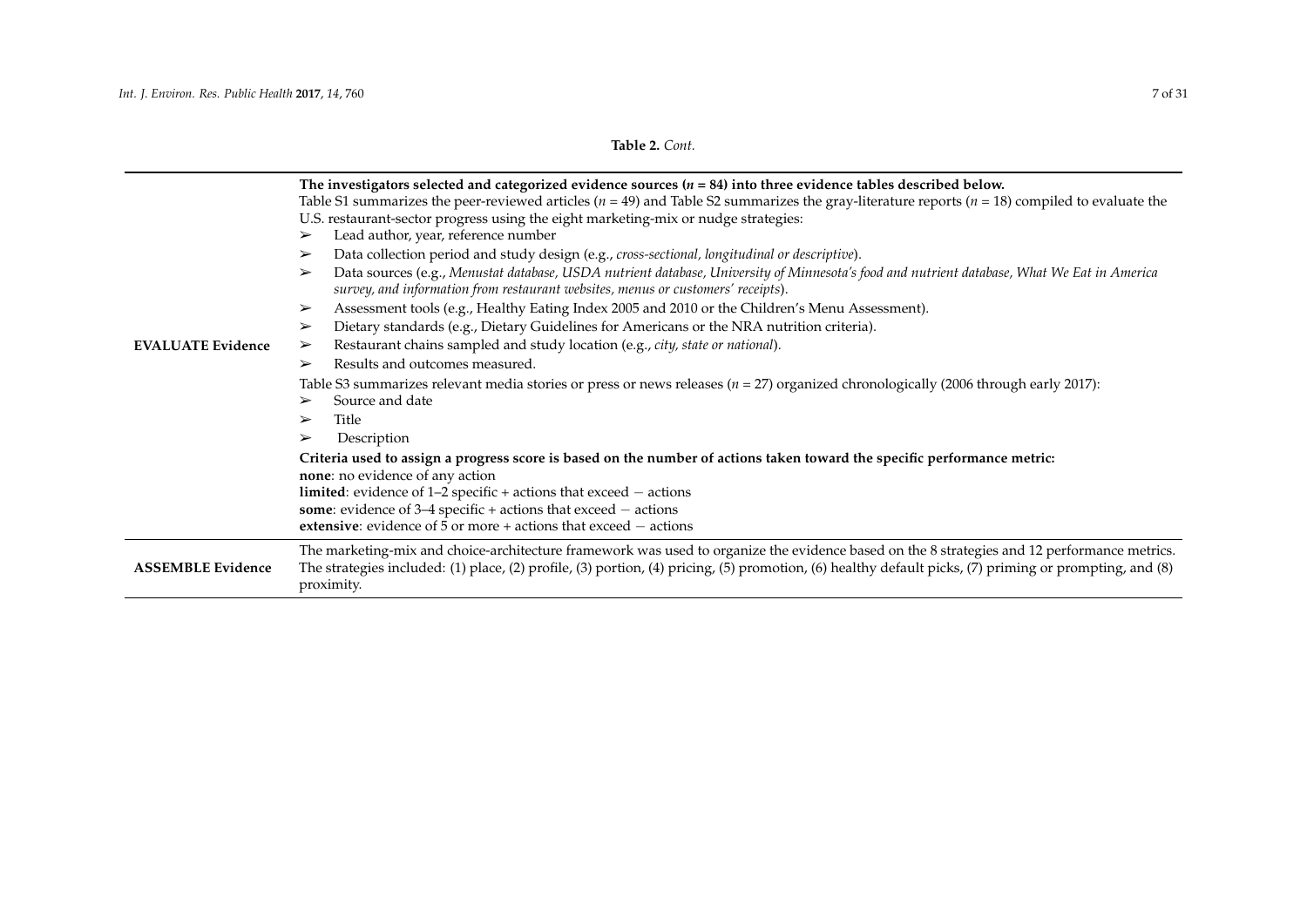**Table 2.** *Cont.*

| | |
|---|---|
| **EVALUATE Evidence** | **The investigators selected and categorized evidence sources ($n$ = 84) into three evidence tables described below.**<br>Table S1 summarizes the peer-reviewed articles ($n$ = 49) and Table S2 summarizes the gray-literature reports ($n$ = 18) compiled to evaluate the U.S. restaurant-sector progress using the eight marketing-mix or nudge strategies:<br>➢ Lead author, year, reference number<br>➢ Data collection period and study design (e.g., *cross-sectional, longitudinal or descriptive*).<br>➢ Data sources (e.g., *Menustat database, USDA nutrient database, University of Minnesota's food and nutrient database, What We Eat in America survey, and information from restaurant websites, menus or customers' receipts*).<br>➢ Assessment tools (e.g., Healthy Eating Index 2005 and 2010 or the Children's Menu Assessment).<br>➢ Dietary standards (e.g., Dietary Guidelines for Americans or the NRA nutrition criteria).<br>➢ Restaurant chains sampled and study location (e.g., *city, state or national*).<br>➢ Results and outcomes measured.<br>Table S3 summarizes relevant media stories or press or news releases ($n$ = 27) organized chronologically (2006 through early 2017):<br>➢ Source and date<br>➢ Title<br>➢ Description<br>**Criteria used to assign a progress score is based on the number of actions taken toward the specific performance metric:**<br>**none**: no evidence of any action<br>**limited**: evidence of 1–2 specific + actions that exceed − actions<br>**some**: evidence of 3–4 specific + actions that exceed − actions<br>**extensive**: evidence of 5 or more + actions that exceed − actions |
| **ASSEMBLE Evidence** | The marketing-mix and choice-architecture framework was used to organize the evidence based on the 8 strategies and 12 performance metrics. The strategies included: (1) place, (2) profile, (3) portion, (4) pricing, (5) promotion, (6) healthy default picks, (7) priming or prompting, and (8) proximity. |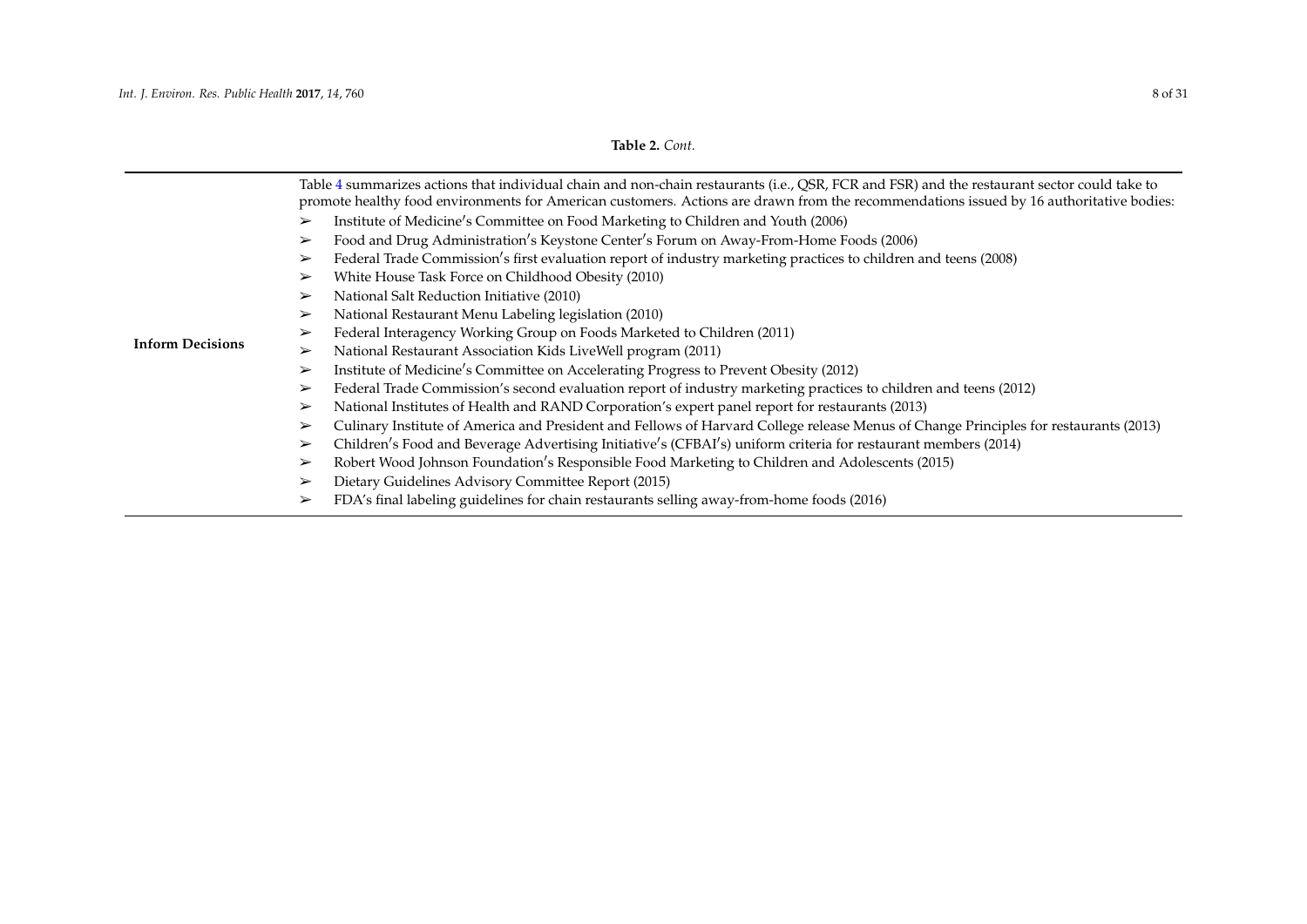**Table 2.** *Cont.*

| | |
|---|---|
| **Inform Decisions** | Table 4 summarizes actions that individual chain and non-chain restaurants (i.e., QSR, FCR and FSR) and the restaurant sector could take to promote healthy food environments for American customers. Actions are drawn from the recommendations issued by 16 authoritative bodies: <br> ➢ Institute of Medicine′s Committee on Food Marketing to Children and Youth (2006) <br> ➢ Food and Drug Administration′s Keystone Center′s Forum on Away-From-Home Foods (2006) <br> ➢ Federal Trade Commission′s first evaluation report of industry marketing practices to children and teens (2008) <br> ➢ White House Task Force on Childhood Obesity (2010) <br> ➢ National Salt Reduction Initiative (2010) <br> ➢ National Restaurant Menu Labeling legislation (2010) <br> ➢ Federal Interagency Working Group on Foods Marketed to Children (2011) <br> ➢ National Restaurant Association Kids LiveWell program (2011) <br> ➢ Institute of Medicine′s Committee on Accelerating Progress to Prevent Obesity (2012) <br> ➢ Federal Trade Commission's second evaluation report of industry marketing practices to children and teens (2012) <br> ➢ National Institutes of Health and RAND Corporation's expert panel report for restaurants (2013) <br> ➢ Culinary Institute of America and President and Fellows of Harvard College release Menus of Change Principles for restaurants (2013) <br> ➢ Children′s Food and Beverage Advertising Initiative′s (CFBAI′s) uniform criteria for restaurant members (2014) <br> ➢ Robert Wood Johnson Foundation′s Responsible Food Marketing to Children and Adolescents (2015) <br> ➢ Dietary Guidelines Advisory Committee Report (2015) <br> ➢ FDA's final labeling guidelines for chain restaurants selling away-from-home foods (2016) |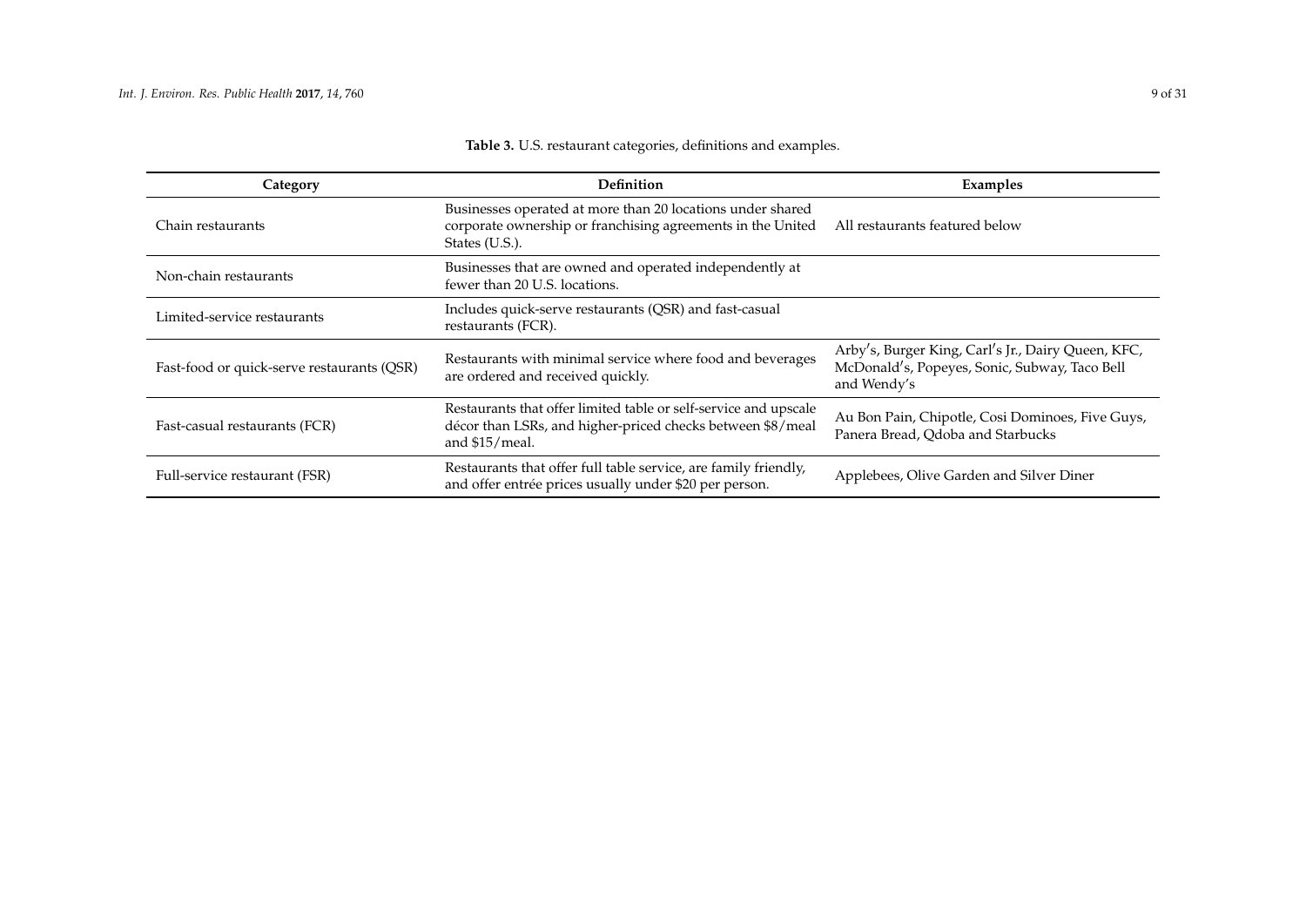**Table 3.** U.S. restaurant categories, definitions and examples.

| Category | Definition | Examples |
| --- | --- | --- |
| Chain restaurants | Businesses operated at more than 20 locations under shared corporate ownership or franchising agreements in the United States (U.S.). | All restaurants featured below |
| Non-chain restaurants | Businesses that are owned and operated independently at fewer than 20 U.S. locations. | |
| Limited-service restaurants | Includes quick-serve restaurants (QSR) and fast-casual restaurants (FCR). | |
| Fast-food or quick-serve restaurants (QSR) | Restaurants with minimal service where food and beverages are ordered and received quickly. | Arby′s, Burger King, Carl′s Jr., Dairy Queen, KFC, McDonald′s, Popeyes, Sonic, Subway, Taco Bell and Wendy′s |
| Fast-casual restaurants (FCR) | Restaurants that offer limited table or self-service and upscale décor than LSRs, and higher-priced checks between $8/meal and $15/meal. | Au Bon Pain, Chipotle, Cosi Dominoes, Five Guys, Panera Bread, Qdoba and Starbucks |
| Full-service restaurant (FSR) | Restaurants that offer full table service, are family friendly, and offer entrée prices usually under $20 per person. | Applebees, Olive Garden and Silver Diner |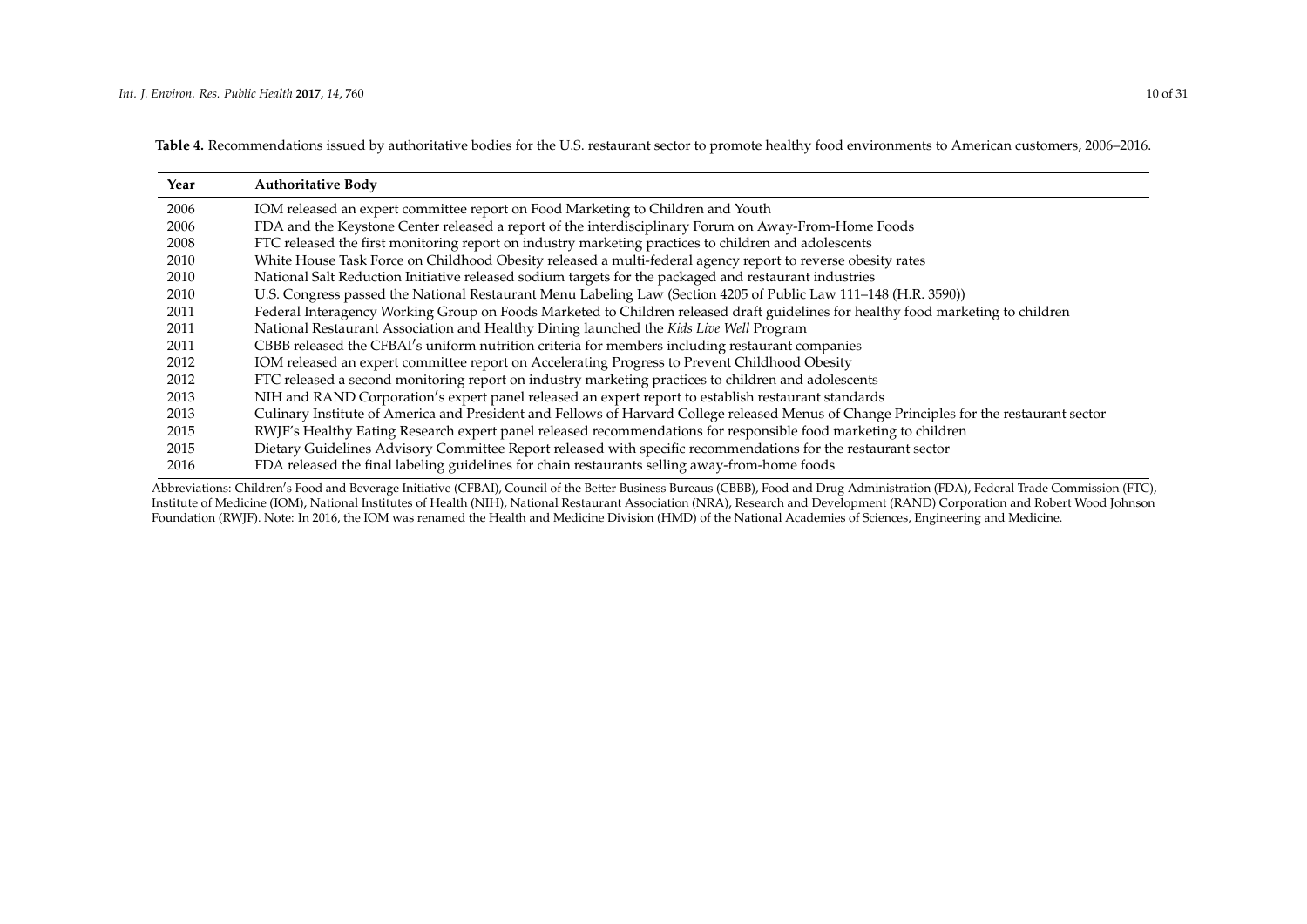**Table 4.** Recommendations issued by authoritative bodies for the U.S. restaurant sector to promote healthy food environments to American customers, 2006–2016.

| Year | Authoritative Body |
| --- | --- |
| 2006 | IOM released an expert committee report on Food Marketing to Children and Youth |
| 2006 | FDA and the Keystone Center released a report of the interdisciplinary Forum on Away-From-Home Foods |
| 2008 | FTC released the first monitoring report on industry marketing practices to children and adolescents |
| 2010 | White House Task Force on Childhood Obesity released a multi-federal agency report to reverse obesity rates |
| 2010 | National Salt Reduction Initiative released sodium targets for the packaged and restaurant industries |
| 2010 | U.S. Congress passed the National Restaurant Menu Labeling Law (Section 4205 of Public Law 111–148 (H.R. 3590)) |
| 2011 | Federal Interagency Working Group on Foods Marketed to Children released draft guidelines for healthy food marketing to children |
| 2011 | National Restaurant Association and Healthy Dining launched the *Kids Live Well* Program |
| 2011 | CBBB released the CFBAI′s uniform nutrition criteria for members including restaurant companies |
| 2012 | IOM released an expert committee report on Accelerating Progress to Prevent Childhood Obesity |
| 2012 | FTC released a second monitoring report on industry marketing practices to children and adolescents |
| 2013 | NIH and RAND Corporation′s expert panel released an expert report to establish restaurant standards |
| 2013 | Culinary Institute of America and President and Fellows of Harvard College released Menus of Change Principles for the restaurant sector |
| 2015 | RWJF's Healthy Eating Research expert panel released recommendations for responsible food marketing to children |
| 2015 | Dietary Guidelines Advisory Committee Report released with specific recommendations for the restaurant sector |
| 2016 | FDA released the final labeling guidelines for chain restaurants selling away-from-home foods |

Abbreviations: Children′s Food and Beverage Initiative (CFBAI), Council of the Better Business Bureaus (CBBB), Food and Drug Administration (FDA), Federal Trade Commission (FTC), Institute of Medicine (IOM), National Institutes of Health (NIH), National Restaurant Association (NRA), Research and Development (RAND) Corporation and Robert Wood Johnson Foundation (RWJF). Note: In 2016, the IOM was renamed the Health and Medicine Division (HMD) of the National Academies of Sciences, Engineering and Medicine.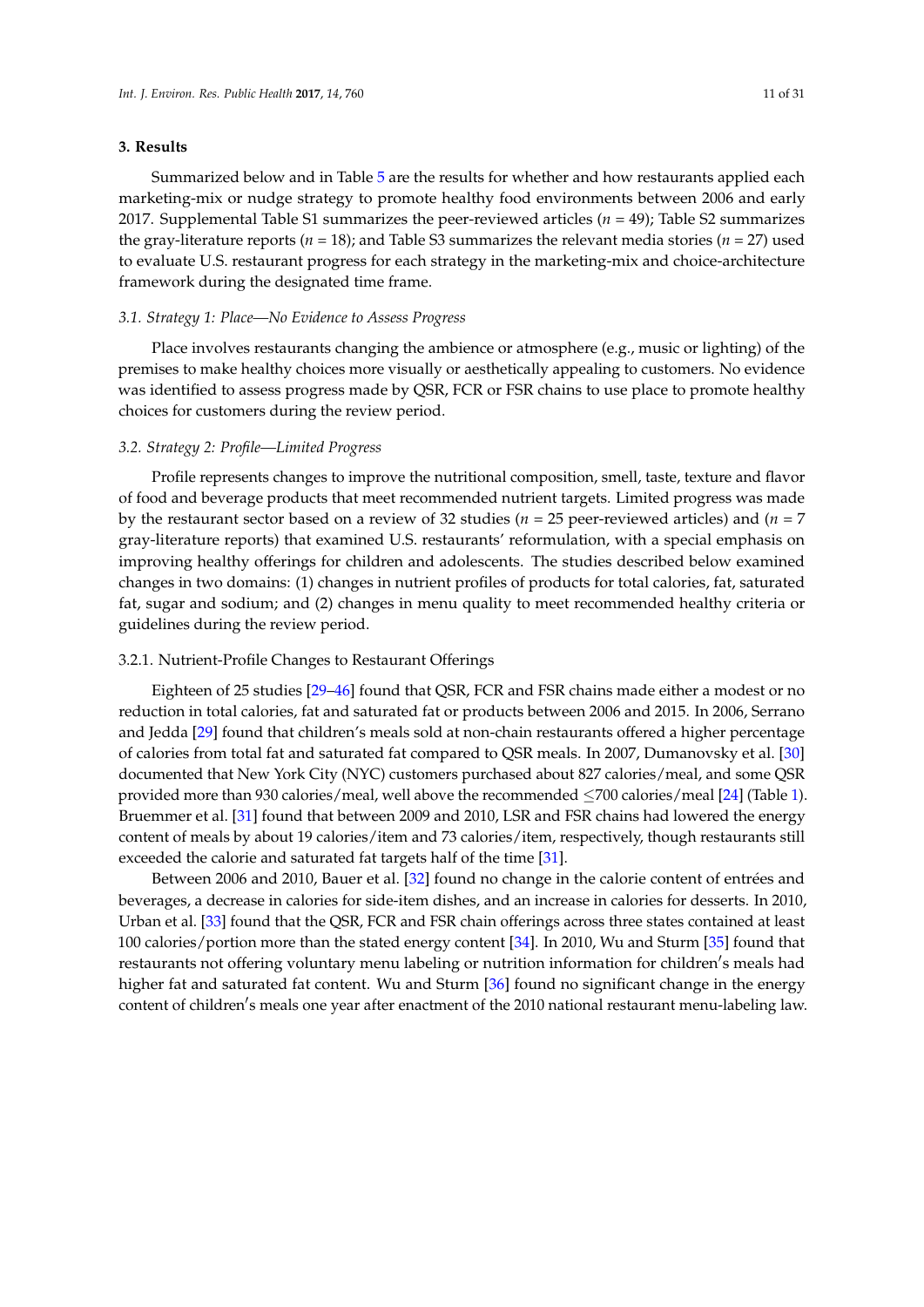## 3. Results

Summarized below and in Table 5 are the results for whether and how restaurants applied each marketing-mix or nudge strategy to promote healthy food environments between 2006 and early 2017. Supplemental Table S1 summarizes the peer-reviewed articles ($n$ = 49); Table S2 summarizes the gray-literature reports ($n$ = 18); and Table S3 summarizes the relevant media stories ($n$ = 27) used to evaluate U.S. restaurant progress for each strategy in the marketing-mix and choice-architecture framework during the designated time frame.

### *3.1. Strategy 1: Place—No Evidence to Assess Progress*

Place involves restaurants changing the ambience or atmosphere (e.g., music or lighting) of the premises to make healthy choices more visually or aesthetically appealing to customers. No evidence was identified to assess progress made by QSR, FCR or FSR chains to use place to promote healthy choices for customers during the review period.

### *3.2. Strategy 2: Profile—Limited Progress*

Profile represents changes to improve the nutritional composition, smell, taste, texture and flavor of food and beverage products that meet recommended nutrient targets. Limited progress was made by the restaurant sector based on a review of 32 studies ($n$ = 25 peer-reviewed articles) and ($n$ = 7 gray-literature reports) that examined U.S. restaurants' reformulation, with a special emphasis on improving healthy offerings for children and adolescents. The studies described below examined changes in two domains: (1) changes in nutrient profiles of products for total calories, fat, saturated fat, sugar and sodium; and (2) changes in menu quality to meet recommended healthy criteria or guidelines during the review period.

#### 3.2.1. Nutrient-Profile Changes to Restaurant Offerings

Eighteen of 25 studies [29–46] found that QSR, FCR and FSR chains made either a modest or no reduction in total calories, fat and saturated fat or products between 2006 and 2015. In 2006, Serrano and Jedda [29] found that children's meals sold at non-chain restaurants offered a higher percentage of calories from total fat and saturated fat compared to QSR meals. In 2007, Dumanovsky et al. [30] documented that New York City (NYC) customers purchased about 827 calories/meal, and some QSR provided more than 930 calories/meal, well above the recommended ≤700 calories/meal [24] (Table 1). Bruemmer et al. [31] found that between 2009 and 2010, LSR and FSR chains had lowered the energy content of meals by about 19 calories/item and 73 calories/item, respectively, though restaurants still exceeded the calorie and saturated fat targets half of the time [31].

Between 2006 and 2010, Bauer et al. [32] found no change in the calorie content of entrées and beverages, a decrease in calories for side-item dishes, and an increase in calories for desserts. In 2010, Urban et al. [33] found that the QSR, FCR and FSR chain offerings across three states contained at least 100 calories/portion more than the stated energy content [34]. In 2010, Wu and Sturm [35] found that restaurants not offering voluntary menu labeling or nutrition information for children's meals had higher fat and saturated fat content. Wu and Sturm [36] found no significant change in the energy content of children's meals one year after enactment of the 2010 national restaurant menu-labeling law.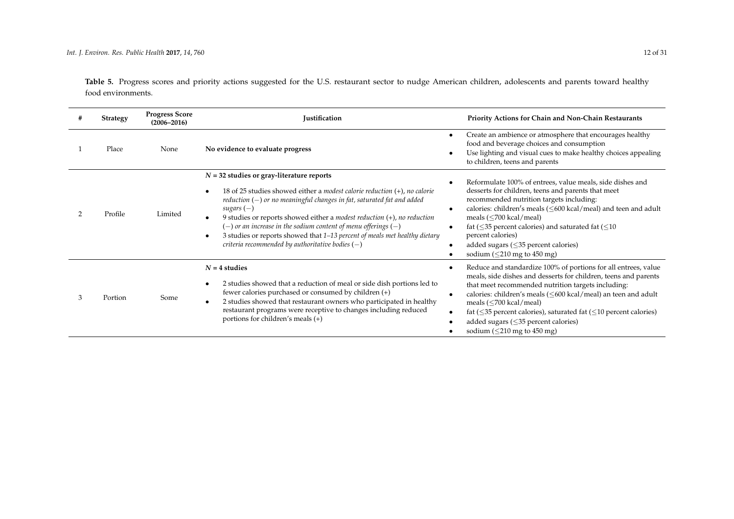**Table 5.** Progress scores and priority actions suggested for the U.S. restaurant sector to nudge American children, adolescents and parents toward healthy food environments.

| # | Strategy | Progress Score (2006–2016) | Justification | Priority Actions for Chain and Non-Chain Restaurants |
|---|---|---|---|---|
| 1 | Place | None | **No evidence to evaluate progress** | • Create an ambience or atmosphere that encourages healthy food and beverage choices and consumption<br>• Use lighting and visual cues to make healthy choices appealing to children, teens and parents |
| 2 | Profile | Limited | ***N* = 32 studies or gray-literature reports**<br>• 18 of 25 studies showed either a *modest calorie reduction* (+), *no calorie reduction* (−) *or no meaningful changes in fat, saturated fat and added sugars* (−)<br>• 9 studies or reports showed either a *modest reduction* (+), *no reduction* (−) *or an increase in the sodium content of menu offerings* (−)<br>• 3 studies or reports showed that *1–13 percent of meals met healthy dietary criteria recommended by authoritative bodies* (−) | • Reformulate 100% of entrees, value meals, side dishes and desserts for children, teens and parents that meet recommended nutrition targets including:<br>• calories: children's meals (≤600 kcal/meal) and teen and adult meals (≤700 kcal/meal)<br>• fat (≤35 percent calories) and saturated fat (≤10 percent calories)<br>• added sugars (≤35 percent calories)<br>• sodium (≤210 mg to 450 mg) |
| 3 | Portion | Some | ***N* = 4 studies**<br>• 2 studies showed that a reduction of meal or side dish portions led to fewer calories purchased or consumed by children (+)<br>• 2 studies showed that restaurant owners who participated in healthy restaurant programs were receptive to changes including reduced portions for children's meals (+) | • Reduce and standardize 100% of portions for all entrees, value meals, side dishes and desserts for children, teens and parents that meet recommended nutrition targets including:<br>• calories: children's meals (≤600 kcal/meal) an teen and adult meals (≤700 kcal/meal)<br>• fat (≤35 percent calories), saturated fat (≤10 percent calories)<br>• added sugars (≤35 percent calories)<br>• sodium (≤210 mg to 450 mg) |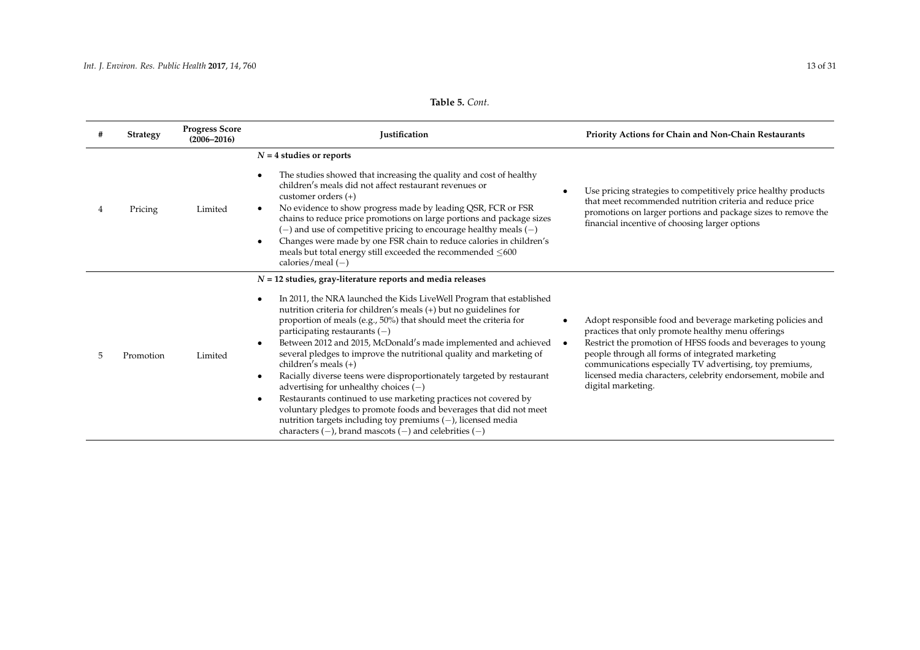**Table 5.** *Cont.*

| # | Strategy | Progress Score (2006–2016) | Justification | Priority Actions for Chain and Non-Chain Restaurants |
|---|---|---|---|---|
| 4 | Pricing | Limited | **$N$ = 4 studies or reports**<br>• The studies showed that increasing the quality and cost of healthy children's meals did not affect restaurant revenues or customer orders (+)<br>• No evidence to show progress made by leading QSR, FCR or FSR chains to reduce price promotions on large portions and package sizes (−) and use of competitive pricing to encourage healthy meals (−)<br>• Changes were made by one FSR chain to reduce calories in children's meals but total energy still exceeded the recommended ≤600 calories/meal (−) | • Use pricing strategies to competitively price healthy products that meet recommended nutrition criteria and reduce price promotions on larger portions and package sizes to remove the financial incentive of choosing larger options |
| 5 | Promotion | Limited | **$N$ = 12 studies, gray-literature reports and media releases**<br>• In 2011, the NRA launched the Kids LiveWell Program that established nutrition criteria for children's meals (+) but no guidelines for proportion of meals (e.g., 50%) that should meet the criteria for participating restaurants (−)<br>• Between 2012 and 2015, McDonald's made implemented and achieved several pledges to improve the nutritional quality and marketing of children's meals (+)<br>• Racially diverse teens were disproportionately targeted by restaurant advertising for unhealthy choices (−)<br>• Restaurants continued to use marketing practices not covered by voluntary pledges to promote foods and beverages that did not meet nutrition targets including toy premiums (−), licensed media characters (−), brand mascots (−) and celebrities (−) | • Adopt responsible food and beverage marketing policies and practices that only promote healthy menu offerings<br>• Restrict the promotion of HFSS foods and beverages to young people through all forms of integrated marketing communications especially TV advertising, toy premiums, licensed media characters, celebrity endorsement, mobile and digital marketing. |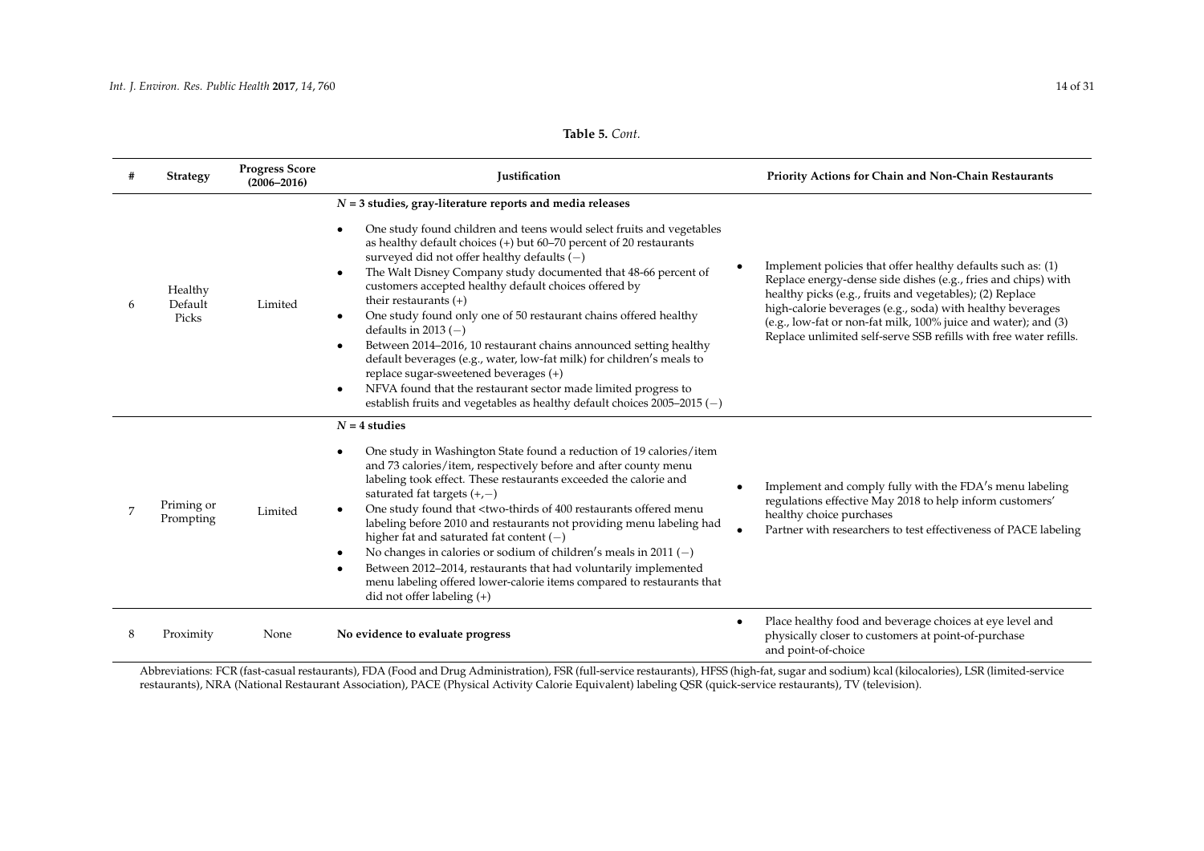**Table 5.** *Cont.*

| # | Strategy | Progress Score (2006–2016) | Justification | Priority Actions for Chain and Non-Chain Restaurants |
|---|---|---|---|---|
| 6 | Healthy Default Picks | Limited | ***N* = 3 studies, gray-literature reports and media releases**<br>• One study found children and teens would select fruits and vegetables as healthy default choices (+) but 60–70 percent of 20 restaurants surveyed did not offer healthy defaults (−)<br>• The Walt Disney Company study documented that 48-66 percent of customers accepted healthy default choices offered by their restaurants (+)<br>• One study found only one of 50 restaurant chains offered healthy defaults in 2013 (−)<br>• Between 2014–2016, 10 restaurant chains announced setting healthy default beverages (e.g., water, low-fat milk) for children′s meals to replace sugar-sweetened beverages (+)<br>• NFVA found that the restaurant sector made limited progress to establish fruits and vegetables as healthy default choices 2005–2015 (−) | • Implement policies that offer healthy defaults such as: (1) Replace energy-dense side dishes (e.g., fries and chips) with healthy picks (e.g., fruits and vegetables); (2) Replace high-calorie beverages (e.g., soda) with healthy beverages (e.g., low-fat or non-fat milk, 100% juice and water); and (3) Replace unlimited self-serve SSB refills with free water refills. |
| 7 | Priming or Prompting | Limited | ***N* = 4 studies**<br>• One study in Washington State found a reduction of 19 calories/item and 73 calories/item, respectively before and after county menu labeling took effect. These restaurants exceeded the calorie and saturated fat targets (+,−)<br>• One study found that <two-thirds of 400 restaurants offered menu labeling before 2010 and restaurants not providing menu labeling had higher fat and saturated fat content (−)<br>• No changes in calories or sodium of children′s meals in 2011 (−)<br>• Between 2012–2014, restaurants that had voluntarily implemented menu labeling offered lower-calorie items compared to restaurants that did not offer labeling (+) | • Implement and comply fully with the FDA′s menu labeling regulations effective May 2018 to help inform customers′ healthy choice purchases<br>• Partner with researchers to test effectiveness of PACE labeling |
| 8 | Proximity | None | **No evidence to evaluate progress** | • Place healthy food and beverage choices at eye level and physically closer to customers at point-of-purchase and point-of-choice |

Abbreviations: FCR (fast-casual restaurants), FDA (Food and Drug Administration), FSR (full-service restaurants), HFSS (high-fat, sugar and sodium) kcal (kilocalories), LSR (limited-service restaurants), NRA (National Restaurant Association), PACE (Physical Activity Calorie Equivalent) labeling QSR (quick-service restaurants), TV (television).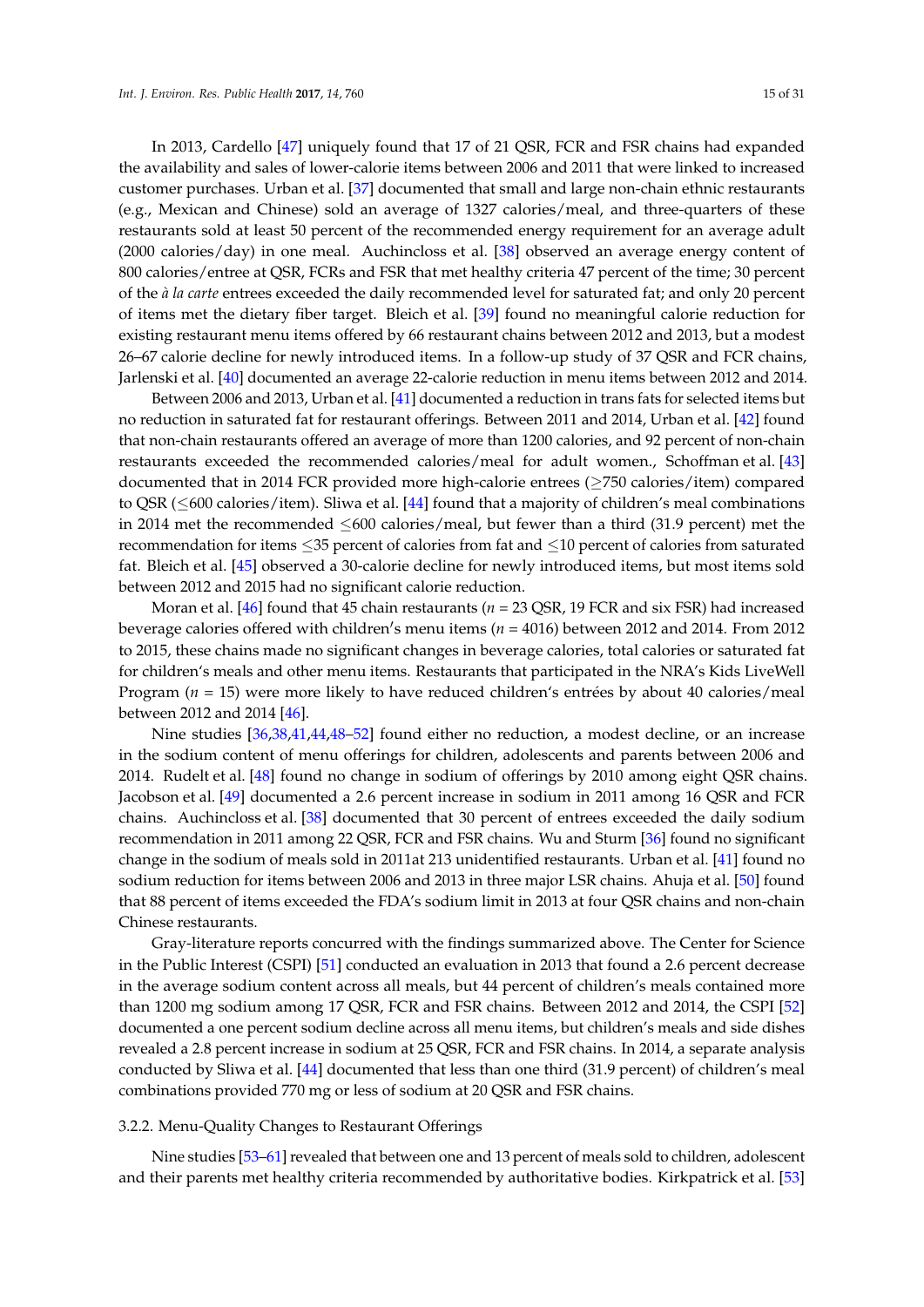In 2013, Cardello [47] uniquely found that 17 of 21 QSR, FCR and FSR chains had expanded the availability and sales of lower-calorie items between 2006 and 2011 that were linked to increased customer purchases. Urban et al. [37] documented that small and large non-chain ethnic restaurants (e.g., Mexican and Chinese) sold an average of 1327 calories/meal, and three-quarters of these restaurants sold at least 50 percent of the recommended energy requirement for an average adult (2000 calories/day) in one meal. Auchincloss et al. [38] observed an average energy content of 800 calories/entree at QSR, FCRs and FSR that met healthy criteria 47 percent of the time; 30 percent of the *à la carte* entrees exceeded the daily recommended level for saturated fat; and only 20 percent of items met the dietary fiber target. Bleich et al. [39] found no meaningful calorie reduction for existing restaurant menu items offered by 66 restaurant chains between 2012 and 2013, but a modest 26–67 calorie decline for newly introduced items. In a follow-up study of 37 QSR and FCR chains, Jarlenski et al. [40] documented an average 22-calorie reduction in menu items between 2012 and 2014.

Between 2006 and 2013, Urban et al. [41] documented a reduction in trans fats for selected items but no reduction in saturated fat for restaurant offerings. Between 2011 and 2014, Urban et al. [42] found that non-chain restaurants offered an average of more than 1200 calories, and 92 percent of non-chain restaurants exceeded the recommended calories/meal for adult women., Schoffman et al. [43] documented that in 2014 FCR provided more high-calorie entrees (≥750 calories/item) compared to QSR (≤600 calories/item). Sliwa et al. [44] found that a majority of children's meal combinations in 2014 met the recommended ≤600 calories/meal, but fewer than a third (31.9 percent) met the recommendation for items ≤35 percent of calories from fat and ≤10 percent of calories from saturated fat. Bleich et al. [45] observed a 30-calorie decline for newly introduced items, but most items sold between 2012 and 2015 had no significant calorie reduction.

Moran et al. [46] found that 45 chain restaurants ($n$ = 23 QSR, 19 FCR and six FSR) had increased beverage calories offered with children's menu items ($n$ = 4016) between 2012 and 2014. From 2012 to 2015, these chains made no significant changes in beverage calories, total calories or saturated fat for children's meals and other menu items. Restaurants that participated in the NRA's Kids LiveWell Program ($n$ = 15) were more likely to have reduced children's entrées by about 40 calories/meal between 2012 and 2014 [46].

Nine studies [36,38,41,44,48–52] found either no reduction, a modest decline, or an increase in the sodium content of menu offerings for children, adolescents and parents between 2006 and 2014. Rudelt et al. [48] found no change in sodium of offerings by 2010 among eight QSR chains. Jacobson et al. [49] documented a 2.6 percent increase in sodium in 2011 among 16 QSR and FCR chains. Auchincloss et al. [38] documented that 30 percent of entrees exceeded the daily sodium recommendation in 2011 among 22 QSR, FCR and FSR chains. Wu and Sturm [36] found no significant change in the sodium of meals sold in 2011at 213 unidentified restaurants. Urban et al. [41] found no sodium reduction for items between 2006 and 2013 in three major LSR chains. Ahuja et al. [50] found that 88 percent of items exceeded the FDA's sodium limit in 2013 at four QSR chains and non-chain Chinese restaurants.

Gray-literature reports concurred with the findings summarized above. The Center for Science in the Public Interest (CSPI) [51] conducted an evaluation in 2013 that found a 2.6 percent decrease in the average sodium content across all meals, but 44 percent of children's meals contained more than 1200 mg sodium among 17 QSR, FCR and FSR chains. Between 2012 and 2014, the CSPI [52] documented a one percent sodium decline across all menu items, but children's meals and side dishes revealed a 2.8 percent increase in sodium at 25 QSR, FCR and FSR chains. In 2014, a separate analysis conducted by Sliwa et al. [44] documented that less than one third (31.9 percent) of children's meal combinations provided 770 mg or less of sodium at 20 QSR and FSR chains.

#### 3.2.2. Menu-Quality Changes to Restaurant Offerings

Nine studies [53–61] revealed that between one and 13 percent of meals sold to children, adolescent and their parents met healthy criteria recommended by authoritative bodies. Kirkpatrick et al. [53]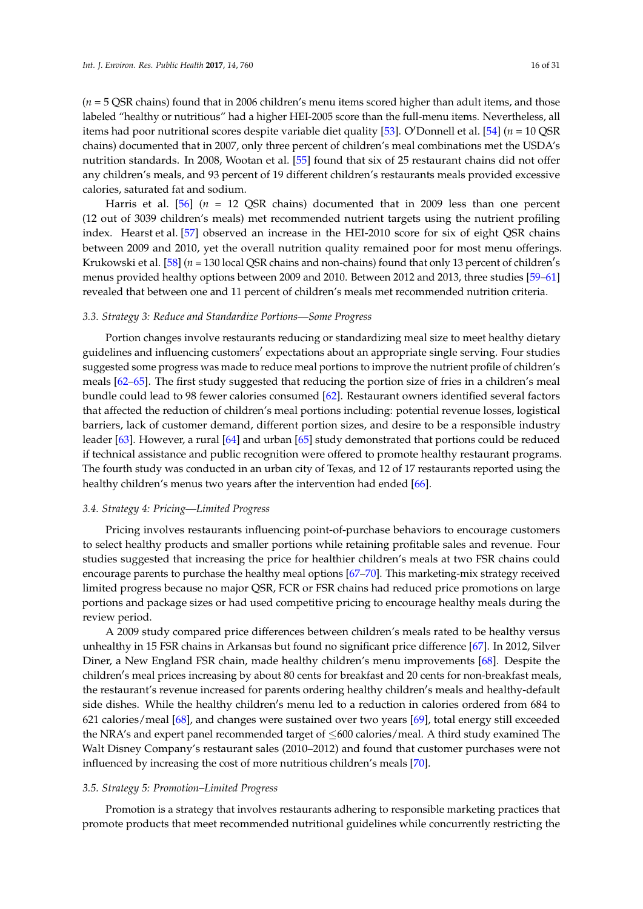(*n* = 5 QSR chains) found that in 2006 children's menu items scored higher than adult items, and those labeled "healthy or nutritious" had a higher HEI-2005 score than the full-menu items. Nevertheless, all items had poor nutritional scores despite variable diet quality [53]. O'Donnell et al. [54] (*n* = 10 QSR chains) documented that in 2007, only three percent of children's meal combinations met the USDA's nutrition standards. In 2008, Wootan et al. [55] found that six of 25 restaurant chains did not offer any children's meals, and 93 percent of 19 different children's restaurants meals provided excessive calories, saturated fat and sodium.

Harris et al. [56] (*n* = 12 QSR chains) documented that in 2009 less than one percent (12 out of 3039 children's meals) met recommended nutrient targets using the nutrient profiling index. Hearst et al. [57] observed an increase in the HEI-2010 score for six of eight QSR chains between 2009 and 2010, yet the overall nutrition quality remained poor for most menu offerings. Krukowski et al. [58] (*n* = 130 local QSR chains and non-chains) found that only 13 percent of children's menus provided healthy options between 2009 and 2010. Between 2012 and 2013, three studies [59–61] revealed that between one and 11 percent of children's meals met recommended nutrition criteria.

### 3.3. Strategy 3: Reduce and Standardize Portions—Some Progress

Portion changes involve restaurants reducing or standardizing meal size to meet healthy dietary guidelines and influencing customers' expectations about an appropriate single serving. Four studies suggested some progress was made to reduce meal portions to improve the nutrient profile of children's meals [62–65]. The first study suggested that reducing the portion size of fries in a children's meal bundle could lead to 98 fewer calories consumed [62]. Restaurant owners identified several factors that affected the reduction of children's meal portions including: potential revenue losses, logistical barriers, lack of customer demand, different portion sizes, and desire to be a responsible industry leader [63]. However, a rural [64] and urban [65] study demonstrated that portions could be reduced if technical assistance and public recognition were offered to promote healthy restaurant programs. The fourth study was conducted in an urban city of Texas, and 12 of 17 restaurants reported using the healthy children's menus two years after the intervention had ended [66].

### 3.4. Strategy 4: Pricing—Limited Progress

Pricing involves restaurants influencing point-of-purchase behaviors to encourage customers to select healthy products and smaller portions while retaining profitable sales and revenue. Four studies suggested that increasing the price for healthier children's meals at two FSR chains could encourage parents to purchase the healthy meal options [67–70]. This marketing-mix strategy received limited progress because no major QSR, FCR or FSR chains had reduced price promotions on large portions and package sizes or had used competitive pricing to encourage healthy meals during the review period.

A 2009 study compared price differences between children's meals rated to be healthy versus unhealthy in 15 FSR chains in Arkansas but found no significant price difference [67]. In 2012, Silver Diner, a New England FSR chain, made healthy children's menu improvements [68]. Despite the children's meal prices increasing by about 80 cents for breakfast and 20 cents for non-breakfast meals, the restaurant's revenue increased for parents ordering healthy children's meals and healthy-default side dishes. While the healthy children's menu led to a reduction in calories ordered from 684 to 621 calories/meal [68], and changes were sustained over two years [69], total energy still exceeded the NRA's and expert panel recommended target of $\leq$600 calories/meal. A third study examined The Walt Disney Company's restaurant sales (2010–2012) and found that customer purchases were not influenced by increasing the cost of more nutritious children's meals [70].

### 3.5. Strategy 5: Promotion–Limited Progress

Promotion is a strategy that involves restaurants adhering to responsible marketing practices that promote products that meet recommended nutritional guidelines while concurrently restricting the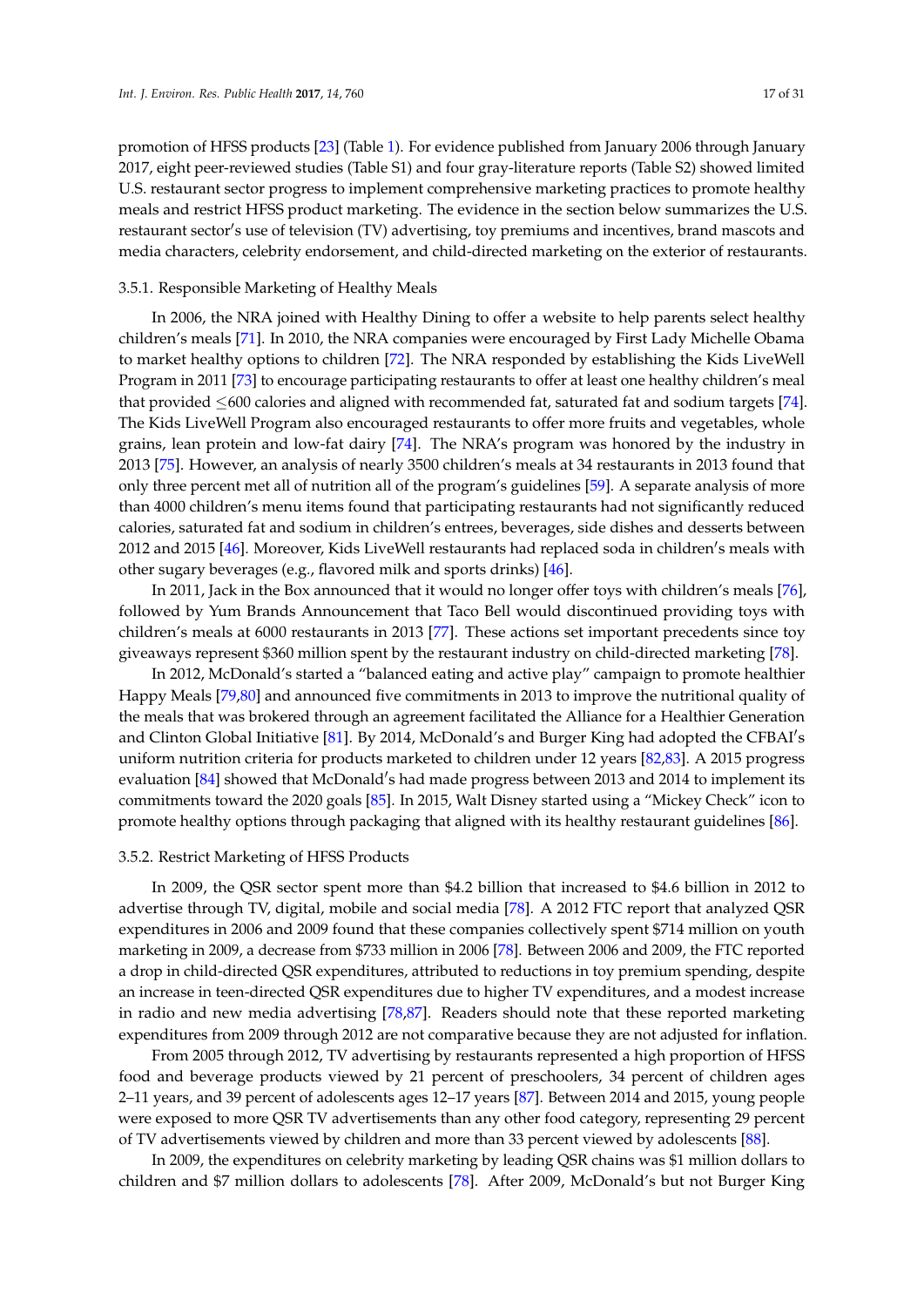promotion of HFSS products [23] (Table 1). For evidence published from January 2006 through January 2017, eight peer-reviewed studies (Table S1) and four gray-literature reports (Table S2) showed limited U.S. restaurant sector progress to implement comprehensive marketing practices to promote healthy meals and restrict HFSS product marketing. The evidence in the section below summarizes the U.S. restaurant sector's use of television (TV) advertising, toy premiums and incentives, brand mascots and media characters, celebrity endorsement, and child-directed marketing on the exterior of restaurants.

#### 3.5.1. Responsible Marketing of Healthy Meals

In 2006, the NRA joined with Healthy Dining to offer a website to help parents select healthy children's meals [71]. In 2010, the NRA companies were encouraged by First Lady Michelle Obama to market healthy options to children [72]. The NRA responded by establishing the Kids LiveWell Program in 2011 [73] to encourage participating restaurants to offer at least one healthy children's meal that provided $\leq$600 calories and aligned with recommended fat, saturated fat and sodium targets [74]. The Kids LiveWell Program also encouraged restaurants to offer more fruits and vegetables, whole grains, lean protein and low-fat dairy [74]. The NRA's program was honored by the industry in 2013 [75]. However, an analysis of nearly 3500 children's meals at 34 restaurants in 2013 found that only three percent met all of nutrition all of the program's guidelines [59]. A separate analysis of more than 4000 children's menu items found that participating restaurants had not significantly reduced calories, saturated fat and sodium in children's entrees, beverages, side dishes and desserts between 2012 and 2015 [46]. Moreover, Kids LiveWell restaurants had replaced soda in children's meals with other sugary beverages (e.g., flavored milk and sports drinks) [46].

In 2011, Jack in the Box announced that it would no longer offer toys with children's meals [76], followed by Yum Brands Announcement that Taco Bell would discontinued providing toys with children's meals at 6000 restaurants in 2013 [77]. These actions set important precedents since toy giveaways represent $360 million spent by the restaurant industry on child-directed marketing [78].

In 2012, McDonald's started a "balanced eating and active play" campaign to promote healthier Happy Meals [79,80] and announced five commitments in 2013 to improve the nutritional quality of the meals that was brokered through an agreement facilitated the Alliance for a Healthier Generation and Clinton Global Initiative [81]. By 2014, McDonald's and Burger King had adopted the CFBAI's uniform nutrition criteria for products marketed to children under 12 years [82,83]. A 2015 progress evaluation [84] showed that McDonald's had made progress between 2013 and 2014 to implement its commitments toward the 2020 goals [85]. In 2015, Walt Disney started using a "Mickey Check" icon to promote healthy options through packaging that aligned with its healthy restaurant guidelines [86].

#### 3.5.2. Restrict Marketing of HFSS Products

In 2009, the QSR sector spent more than $4.2 billion that increased to $4.6 billion in 2012 to advertise through TV, digital, mobile and social media [78]. A 2012 FTC report that analyzed QSR expenditures in 2006 and 2009 found that these companies collectively spent $714 million on youth marketing in 2009, a decrease from $733 million in 2006 [78]. Between 2006 and 2009, the FTC reported a drop in child-directed QSR expenditures, attributed to reductions in toy premium spending, despite an increase in teen-directed QSR expenditures due to higher TV expenditures, and a modest increase in radio and new media advertising [78,87]. Readers should note that these reported marketing expenditures from 2009 through 2012 are not comparative because they are not adjusted for inflation.

From 2005 through 2012, TV advertising by restaurants represented a high proportion of HFSS food and beverage products viewed by 21 percent of preschoolers, 34 percent of children ages 2–11 years, and 39 percent of adolescents ages 12–17 years [87]. Between 2014 and 2015, young people were exposed to more QSR TV advertisements than any other food category, representing 29 percent of TV advertisements viewed by children and more than 33 percent viewed by adolescents [88].

In 2009, the expenditures on celebrity marketing by leading QSR chains was $1 million dollars to children and $7 million dollars to adolescents [78]. After 2009, McDonald's but not Burger King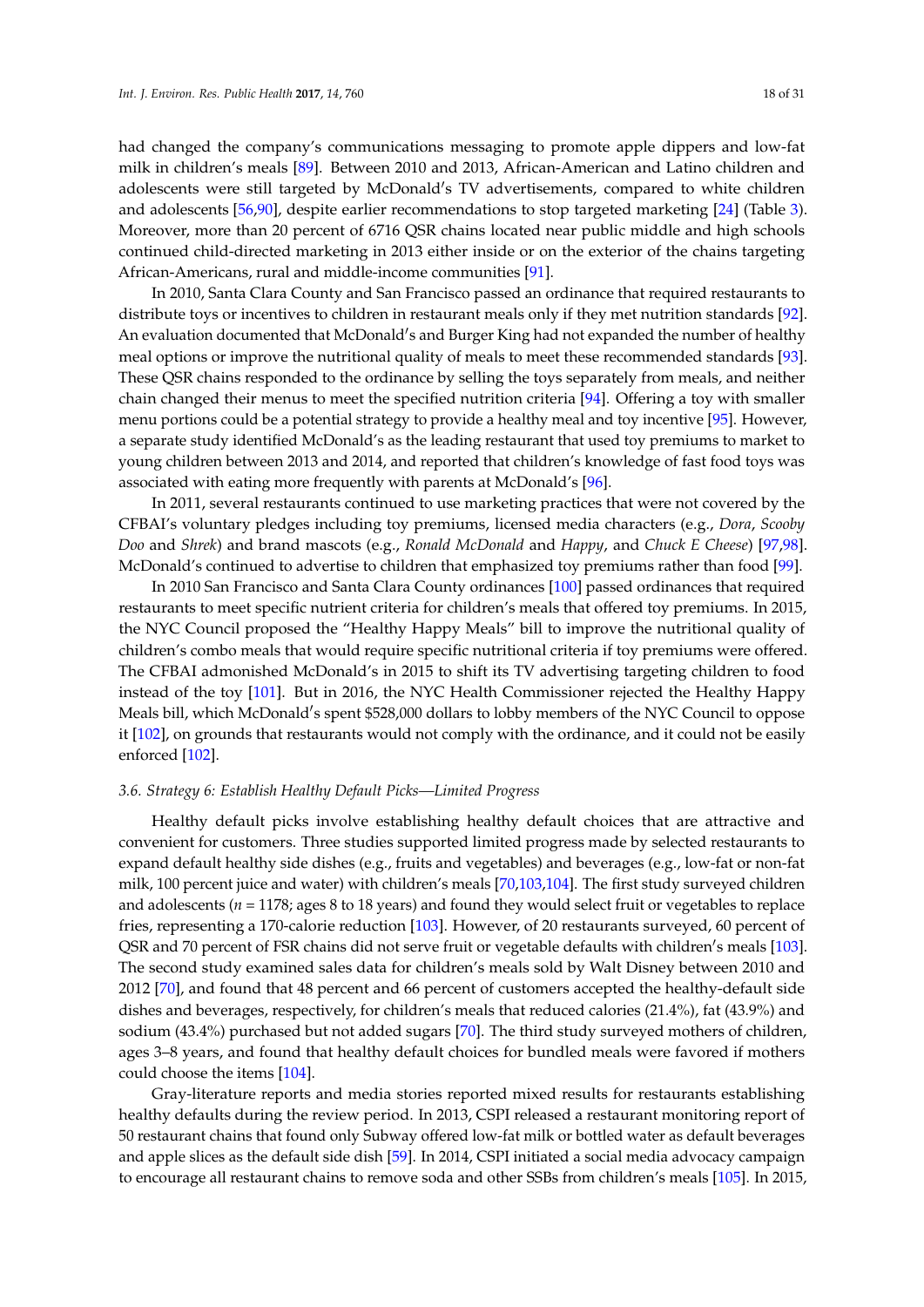had changed the company's communications messaging to promote apple dippers and low-fat milk in children's meals [89]. Between 2010 and 2013, African-American and Latino children and adolescents were still targeted by McDonald's TV advertisements, compared to white children and adolescents [56,90], despite earlier recommendations to stop targeted marketing [24] (Table 3). Moreover, more than 20 percent of 6716 QSR chains located near public middle and high schools continued child-directed marketing in 2013 either inside or on the exterior of the chains targeting African-Americans, rural and middle-income communities [91].

In 2010, Santa Clara County and San Francisco passed an ordinance that required restaurants to distribute toys or incentives to children in restaurant meals only if they met nutrition standards [92]. An evaluation documented that McDonald's and Burger King had not expanded the number of healthy meal options or improve the nutritional quality of meals to meet these recommended standards [93]. These QSR chains responded to the ordinance by selling the toys separately from meals, and neither chain changed their menus to meet the specified nutrition criteria [94]. Offering a toy with smaller menu portions could be a potential strategy to provide a healthy meal and toy incentive [95]. However, a separate study identified McDonald's as the leading restaurant that used toy premiums to market to young children between 2013 and 2014, and reported that children's knowledge of fast food toys was associated with eating more frequently with parents at McDonald's [96].

In 2011, several restaurants continued to use marketing practices that were not covered by the CFBAI's voluntary pledges including toy premiums, licensed media characters (e.g., *Dora*, *Scooby Doo* and *Shrek*) and brand mascots (e.g., *Ronald McDonald* and *Happy*, and *Chuck E Cheese*) [97,98]. McDonald's continued to advertise to children that emphasized toy premiums rather than food [99].

In 2010 San Francisco and Santa Clara County ordinances [100] passed ordinances that required restaurants to meet specific nutrient criteria for children's meals that offered toy premiums. In 2015, the NYC Council proposed the "Healthy Happy Meals" bill to improve the nutritional quality of children's combo meals that would require specific nutritional criteria if toy premiums were offered. The CFBAI admonished McDonald's in 2015 to shift its TV advertising targeting children to food instead of the toy [101]. But in 2016, the NYC Health Commissioner rejected the Healthy Happy Meals bill, which McDonald's spent $528,000 dollars to lobby members of the NYC Council to oppose it [102], on grounds that restaurants would not comply with the ordinance, and it could not be easily enforced [102].

### 3.6. Strategy 6: Establish Healthy Default Picks—Limited Progress

Healthy default picks involve establishing healthy default choices that are attractive and convenient for customers. Three studies supported limited progress made by selected restaurants to expand default healthy side dishes (e.g., fruits and vegetables) and beverages (e.g., low-fat or non-fat milk, 100 percent juice and water) with children's meals [70,103,104]. The first study surveyed children and adolescents ($n$ = 1178; ages 8 to 18 years) and found they would select fruit or vegetables to replace fries, representing a 170-calorie reduction [103]. However, of 20 restaurants surveyed, 60 percent of QSR and 70 percent of FSR chains did not serve fruit or vegetable defaults with children's meals [103]. The second study examined sales data for children's meals sold by Walt Disney between 2010 and 2012 [70], and found that 48 percent and 66 percent of customers accepted the healthy-default side dishes and beverages, respectively, for children's meals that reduced calories (21.4%), fat (43.9%) and sodium (43.4%) purchased but not added sugars [70]. The third study surveyed mothers of children, ages 3–8 years, and found that healthy default choices for bundled meals were favored if mothers could choose the items [104].

Gray-literature reports and media stories reported mixed results for restaurants establishing healthy defaults during the review period. In 2013, CSPI released a restaurant monitoring report of 50 restaurant chains that found only Subway offered low-fat milk or bottled water as default beverages and apple slices as the default side dish [59]. In 2014, CSPI initiated a social media advocacy campaign to encourage all restaurant chains to remove soda and other SSBs from children's meals [105]. In 2015,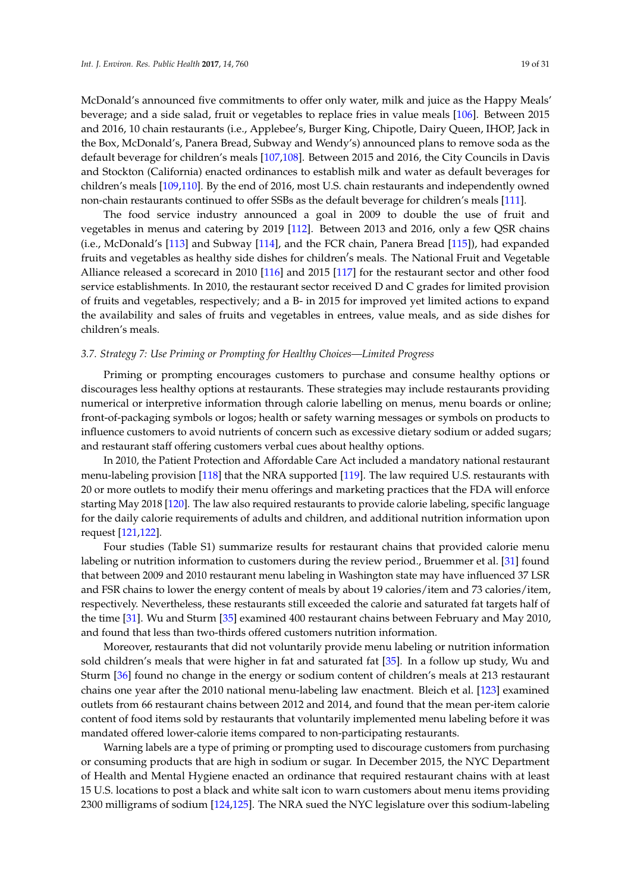McDonald's announced five commitments to offer only water, milk and juice as the Happy Meals' beverage; and a side salad, fruit or vegetables to replace fries in value meals [106]. Between 2015 and 2016, 10 chain restaurants (i.e., Applebee′s, Burger King, Chipotle, Dairy Queen, IHOP, Jack in the Box, McDonald's, Panera Bread, Subway and Wendy's) announced plans to remove soda as the default beverage for children's meals [107,108]. Between 2015 and 2016, the City Councils in Davis and Stockton (California) enacted ordinances to establish milk and water as default beverages for children's meals [109,110]. By the end of 2016, most U.S. chain restaurants and independently owned non-chain restaurants continued to offer SSBs as the default beverage for children's meals [111].

The food service industry announced a goal in 2009 to double the use of fruit and vegetables in menus and catering by 2019 [112]. Between 2013 and 2016, only a few QSR chains (i.e., McDonald's [113] and Subway [114], and the FCR chain, Panera Bread [115]), had expanded fruits and vegetables as healthy side dishes for children′s meals. The National Fruit and Vegetable Alliance released a scorecard in 2010 [116] and 2015 [117] for the restaurant sector and other food service establishments. In 2010, the restaurant sector received D and C grades for limited provision of fruits and vegetables, respectively; and a B- in 2015 for improved yet limited actions to expand the availability and sales of fruits and vegetables in entrees, value meals, and as side dishes for children's meals.

### *3.7. Strategy 7: Use Priming or Prompting for Healthy Choices—Limited Progress*

Priming or prompting encourages customers to purchase and consume healthy options or discourages less healthy options at restaurants. These strategies may include restaurants providing numerical or interpretive information through calorie labelling on menus, menu boards or online; front-of-packaging symbols or logos; health or safety warning messages or symbols on products to influence customers to avoid nutrients of concern such as excessive dietary sodium or added sugars; and restaurant staff offering customers verbal cues about healthy options.

In 2010, the Patient Protection and Affordable Care Act included a mandatory national restaurant menu-labeling provision [118] that the NRA supported [119]. The law required U.S. restaurants with 20 or more outlets to modify their menu offerings and marketing practices that the FDA will enforce starting May 2018 [120]. The law also required restaurants to provide calorie labeling, specific language for the daily calorie requirements of adults and children, and additional nutrition information upon request [121,122].

Four studies (Table S1) summarize results for restaurant chains that provided calorie menu labeling or nutrition information to customers during the review period., Bruemmer et al. [31] found that between 2009 and 2010 restaurant menu labeling in Washington state may have influenced 37 LSR and FSR chains to lower the energy content of meals by about 19 calories/item and 73 calories/item, respectively. Nevertheless, these restaurants still exceeded the calorie and saturated fat targets half of the time [31]. Wu and Sturm [35] examined 400 restaurant chains between February and May 2010, and found that less than two-thirds offered customers nutrition information.

Moreover, restaurants that did not voluntarily provide menu labeling or nutrition information sold children's meals that were higher in fat and saturated fat [35]. In a follow up study, Wu and Sturm [36] found no change in the energy or sodium content of children's meals at 213 restaurant chains one year after the 2010 national menu-labeling law enactment. Bleich et al. [123] examined outlets from 66 restaurant chains between 2012 and 2014, and found that the mean per-item calorie content of food items sold by restaurants that voluntarily implemented menu labeling before it was mandated offered lower-calorie items compared to non-participating restaurants.

Warning labels are a type of priming or prompting used to discourage customers from purchasing or consuming products that are high in sodium or sugar. In December 2015, the NYC Department of Health and Mental Hygiene enacted an ordinance that required restaurant chains with at least 15 U.S. locations to post a black and white salt icon to warn customers about menu items providing 2300 milligrams of sodium [124,125]. The NRA sued the NYC legislature over this sodium-labeling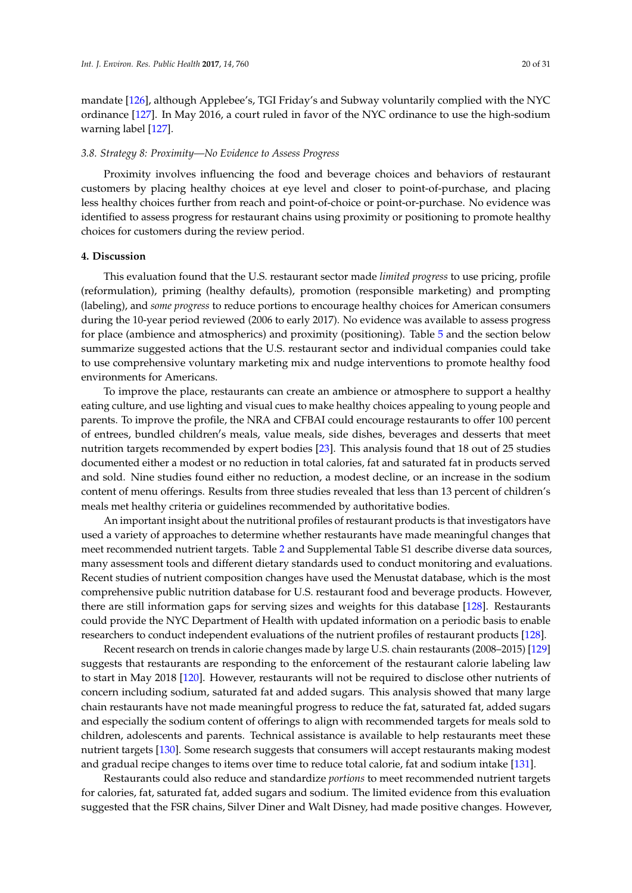mandate [126], although Applebee's, TGI Friday's and Subway voluntarily complied with the NYC ordinance [127]. In May 2016, a court ruled in favor of the NYC ordinance to use the high-sodium warning label [127].

### *3.8. Strategy 8: Proximity—No Evidence to Assess Progress*

Proximity involves influencing the food and beverage choices and behaviors of restaurant customers by placing healthy choices at eye level and closer to point-of-purchase, and placing less healthy choices further from reach and point-of-choice or point-or-purchase. No evidence was identified to assess progress for restaurant chains using proximity or positioning to promote healthy choices for customers during the review period.

## 4. Discussion

This evaluation found that the U.S. restaurant sector made *limited progress* to use pricing, profile (reformulation), priming (healthy defaults), promotion (responsible marketing) and prompting (labeling), and *some progress* to reduce portions to encourage healthy choices for American consumers during the 10-year period reviewed (2006 to early 2017). No evidence was available to assess progress for place (ambience and atmospherics) and proximity (positioning). Table 5 and the section below summarize suggested actions that the U.S. restaurant sector and individual companies could take to use comprehensive voluntary marketing mix and nudge interventions to promote healthy food environments for Americans.

To improve the place, restaurants can create an ambience or atmosphere to support a healthy eating culture, and use lighting and visual cues to make healthy choices appealing to young people and parents. To improve the profile, the NRA and CFBAI could encourage restaurants to offer 100 percent of entrees, bundled children's meals, value meals, side dishes, beverages and desserts that meet nutrition targets recommended by expert bodies [23]. This analysis found that 18 out of 25 studies documented either a modest or no reduction in total calories, fat and saturated fat in products served and sold. Nine studies found either no reduction, a modest decline, or an increase in the sodium content of menu offerings. Results from three studies revealed that less than 13 percent of children's meals met healthy criteria or guidelines recommended by authoritative bodies.

An important insight about the nutritional profiles of restaurant products is that investigators have used a variety of approaches to determine whether restaurants have made meaningful changes that meet recommended nutrient targets. Table 2 and Supplemental Table S1 describe diverse data sources, many assessment tools and different dietary standards used to conduct monitoring and evaluations. Recent studies of nutrient composition changes have used the Menustat database, which is the most comprehensive public nutrition database for U.S. restaurant food and beverage products. However, there are still information gaps for serving sizes and weights for this database [128]. Restaurants could provide the NYC Department of Health with updated information on a periodic basis to enable researchers to conduct independent evaluations of the nutrient profiles of restaurant products [128].

Recent research on trends in calorie changes made by large U.S. chain restaurants (2008–2015) [129] suggests that restaurants are responding to the enforcement of the restaurant calorie labeling law to start in May 2018 [120]. However, restaurants will not be required to disclose other nutrients of concern including sodium, saturated fat and added sugars. This analysis showed that many large chain restaurants have not made meaningful progress to reduce the fat, saturated fat, added sugars and especially the sodium content of offerings to align with recommended targets for meals sold to children, adolescents and parents. Technical assistance is available to help restaurants meet these nutrient targets [130]. Some research suggests that consumers will accept restaurants making modest and gradual recipe changes to items over time to reduce total calorie, fat and sodium intake [131].

Restaurants could also reduce and standardize *portions* to meet recommended nutrient targets for calories, fat, saturated fat, added sugars and sodium. The limited evidence from this evaluation suggested that the FSR chains, Silver Diner and Walt Disney, had made positive changes. However,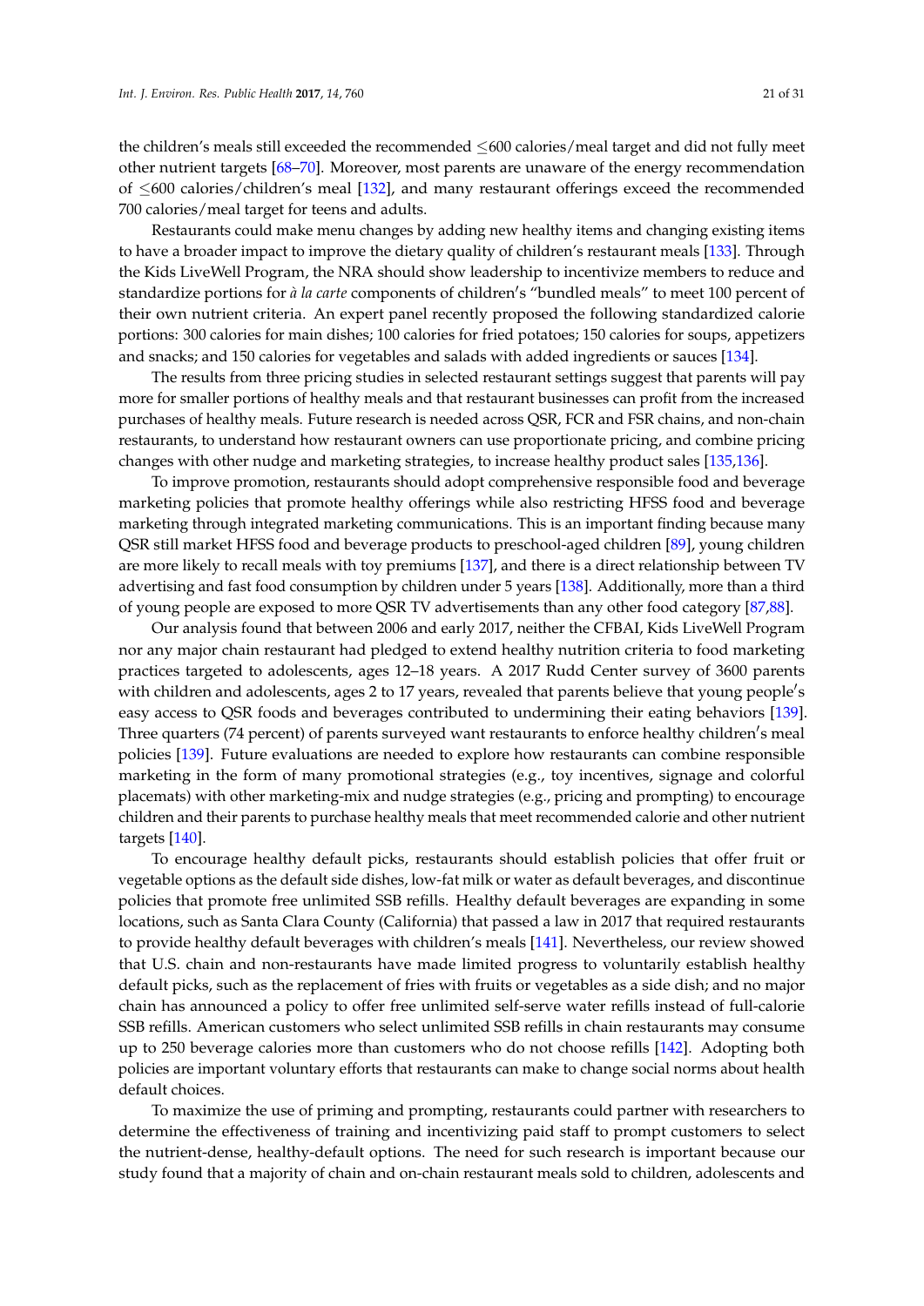the children's meals still exceeded the recommended ≤600 calories/meal target and did not fully meet other nutrient targets [68–70]. Moreover, most parents are unaware of the energy recommendation of ≤600 calories/children's meal [132], and many restaurant offerings exceed the recommended 700 calories/meal target for teens and adults.

Restaurants could make menu changes by adding new healthy items and changing existing items to have a broader impact to improve the dietary quality of children's restaurant meals [133]. Through the Kids LiveWell Program, the NRA should show leadership to incentivize members to reduce and standardize portions for *à la carte* components of children's "bundled meals" to meet 100 percent of their own nutrient criteria. An expert panel recently proposed the following standardized calorie portions: 300 calories for main dishes; 100 calories for fried potatoes; 150 calories for soups, appetizers and snacks; and 150 calories for vegetables and salads with added ingredients or sauces [134].

The results from three pricing studies in selected restaurant settings suggest that parents will pay more for smaller portions of healthy meals and that restaurant businesses can profit from the increased purchases of healthy meals. Future research is needed across QSR, FCR and FSR chains, and non-chain restaurants, to understand how restaurant owners can use proportionate pricing, and combine pricing changes with other nudge and marketing strategies, to increase healthy product sales [135,136].

To improve promotion, restaurants should adopt comprehensive responsible food and beverage marketing policies that promote healthy offerings while also restricting HFSS food and beverage marketing through integrated marketing communications. This is an important finding because many QSR still market HFSS food and beverage products to preschool-aged children [89], young children are more likely to recall meals with toy premiums [137], and there is a direct relationship between TV advertising and fast food consumption by children under 5 years [138]. Additionally, more than a third of young people are exposed to more QSR TV advertisements than any other food category [87,88].

Our analysis found that between 2006 and early 2017, neither the CFBAI, Kids LiveWell Program nor any major chain restaurant had pledged to extend healthy nutrition criteria to food marketing practices targeted to adolescents, ages 12–18 years. A 2017 Rudd Center survey of 3600 parents with children and adolescents, ages 2 to 17 years, revealed that parents believe that young people's easy access to QSR foods and beverages contributed to undermining their eating behaviors [139]. Three quarters (74 percent) of parents surveyed want restaurants to enforce healthy children's meal policies [139]. Future evaluations are needed to explore how restaurants can combine responsible marketing in the form of many promotional strategies (e.g., toy incentives, signage and colorful placemats) with other marketing-mix and nudge strategies (e.g., pricing and prompting) to encourage children and their parents to purchase healthy meals that meet recommended calorie and other nutrient targets [140].

To encourage healthy default picks, restaurants should establish policies that offer fruit or vegetable options as the default side dishes, low-fat milk or water as default beverages, and discontinue policies that promote free unlimited SSB refills. Healthy default beverages are expanding in some locations, such as Santa Clara County (California) that passed a law in 2017 that required restaurants to provide healthy default beverages with children's meals [141]. Nevertheless, our review showed that U.S. chain and non-restaurants have made limited progress to voluntarily establish healthy default picks, such as the replacement of fries with fruits or vegetables as a side dish; and no major chain has announced a policy to offer free unlimited self-serve water refills instead of full-calorie SSB refills. American customers who select unlimited SSB refills in chain restaurants may consume up to 250 beverage calories more than customers who do not choose refills [142]. Adopting both policies are important voluntary efforts that restaurants can make to change social norms about health default choices.

To maximize the use of priming and prompting, restaurants could partner with researchers to determine the effectiveness of training and incentivizing paid staff to prompt customers to select the nutrient-dense, healthy-default options. The need for such research is important because our study found that a majority of chain and on-chain restaurant meals sold to children, adolescents and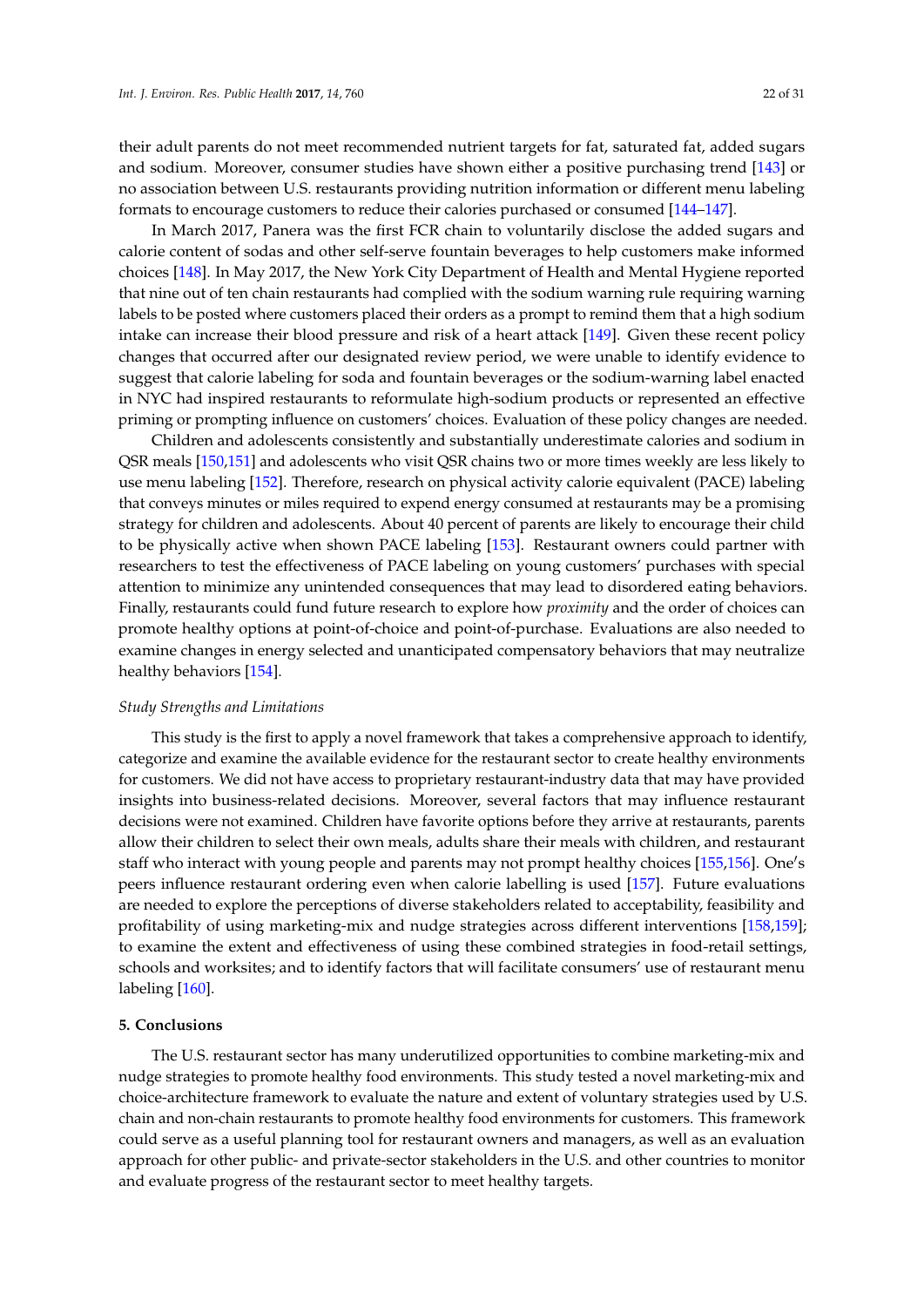their adult parents do not meet recommended nutrient targets for fat, saturated fat, added sugars and sodium. Moreover, consumer studies have shown either a positive purchasing trend [143] or no association between U.S. restaurants providing nutrition information or different menu labeling formats to encourage customers to reduce their calories purchased or consumed [144–147].

In March 2017, Panera was the first FCR chain to voluntarily disclose the added sugars and calorie content of sodas and other self-serve fountain beverages to help customers make informed choices [148]. In May 2017, the New York City Department of Health and Mental Hygiene reported that nine out of ten chain restaurants had complied with the sodium warning rule requiring warning labels to be posted where customers placed their orders as a prompt to remind them that a high sodium intake can increase their blood pressure and risk of a heart attack [149]. Given these recent policy changes that occurred after our designated review period, we were unable to identify evidence to suggest that calorie labeling for soda and fountain beverages or the sodium-warning label enacted in NYC had inspired restaurants to reformulate high-sodium products or represented an effective priming or prompting influence on customers' choices. Evaluation of these policy changes are needed.

Children and adolescents consistently and substantially underestimate calories and sodium in QSR meals [150,151] and adolescents who visit QSR chains two or more times weekly are less likely to use menu labeling [152]. Therefore, research on physical activity calorie equivalent (PACE) labeling that conveys minutes or miles required to expend energy consumed at restaurants may be a promising strategy for children and adolescents. About 40 percent of parents are likely to encourage their child to be physically active when shown PACE labeling [153]. Restaurant owners could partner with researchers to test the effectiveness of PACE labeling on young customers' purchases with special attention to minimize any unintended consequences that may lead to disordered eating behaviors. Finally, restaurants could fund future research to explore how *proximity* and the order of choices can promote healthy options at point-of-choice and point-of-purchase. Evaluations are also needed to examine changes in energy selected and unanticipated compensatory behaviors that may neutralize healthy behaviors [154].

*Study Strengths and Limitations*

This study is the first to apply a novel framework that takes a comprehensive approach to identify, categorize and examine the available evidence for the restaurant sector to create healthy environments for customers. We did not have access to proprietary restaurant-industry data that may have provided insights into business-related decisions. Moreover, several factors that may influence restaurant decisions were not examined. Children have favorite options before they arrive at restaurants, parents allow their children to select their own meals, adults share their meals with children, and restaurant staff who interact with young people and parents may not prompt healthy choices [155,156]. One's peers influence restaurant ordering even when calorie labelling is used [157]. Future evaluations are needed to explore the perceptions of diverse stakeholders related to acceptability, feasibility and profitability of using marketing-mix and nudge strategies across different interventions [158,159]; to examine the extent and effectiveness of using these combined strategies in food-retail settings, schools and worksites; and to identify factors that will facilitate consumers' use of restaurant menu labeling [160].

**5. Conclusions**

The U.S. restaurant sector has many underutilized opportunities to combine marketing-mix and nudge strategies to promote healthy food environments. This study tested a novel marketing-mix and choice-architecture framework to evaluate the nature and extent of voluntary strategies used by U.S. chain and non-chain restaurants to promote healthy food environments for customers. This framework could serve as a useful planning tool for restaurant owners and managers, as well as an evaluation approach for other public- and private-sector stakeholders in the U.S. and other countries to monitor and evaluate progress of the restaurant sector to meet healthy targets.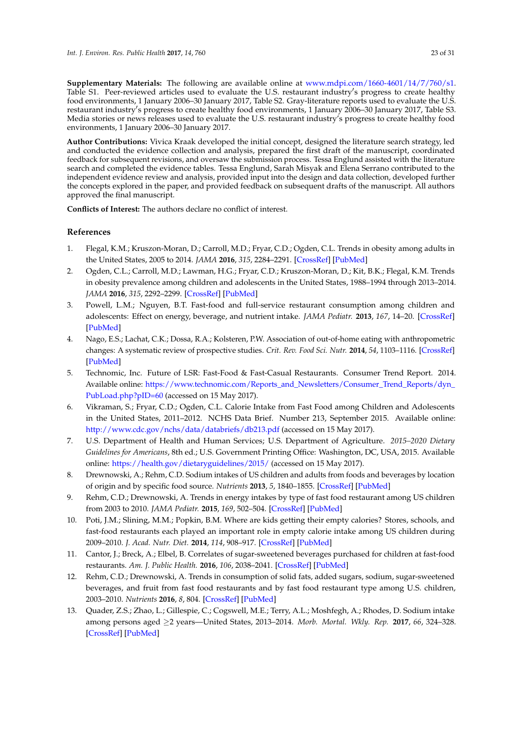**Supplementary Materials:** The following are available online at www.mdpi.com/1660-4601/14/7/760/s1. Table S1. Peer-reviewed articles used to evaluate the U.S. restaurant industry's progress to create healthy food environments, 1 January 2006–30 January 2017, Table S2. Gray-literature reports used to evaluate the U.S. restaurant industry's progress to create healthy food environments, 1 January 2006–30 January 2017, Table S3. Media stories or news releases used to evaluate the U.S. restaurant industry's progress to create healthy food environments, 1 January 2006–30 January 2017.

**Author Contributions:** Vivica Kraak developed the initial concept, designed the literature search strategy, led and conducted the evidence collection and analysis, prepared the first draft of the manuscript, coordinated feedback for subsequent revisions, and oversaw the submission process. Tessa Englund assisted with the literature search and completed the evidence tables. Tessa Englund, Sarah Misyak and Elena Serrano contributed to the independent evidence review and analysis, provided input into the design and data collection, developed further the concepts explored in the paper, and provided feedback on subsequent drafts of the manuscript. All authors approved the final manuscript.

**Conflicts of Interest:** The authors declare no conflict of interest.

## References

1. Flegal, K.M.; Kruszon-Moran, D.; Carroll, M.D.; Fryar, C.D.; Ogden, C.L. Trends in obesity among adults in the United States, 2005 to 2014. *JAMA* **2016**, *315*, 2284–2291. [CrossRef] [PubMed]
2. Ogden, C.L.; Carroll, M.D.; Lawman, H.G.; Fryar, C.D.; Kruszon-Moran, D.; Kit, B.K.; Flegal, K.M. Trends in obesity prevalence among children and adolescents in the United States, 1988–1994 through 2013–2014. *JAMA* **2016**, *315*, 2292–2299. [CrossRef] [PubMed]
3. Powell, L.M.; Nguyen, B.T. Fast-food and full-service restaurant consumption among children and adolescents: Effect on energy, beverage, and nutrient intake. *JAMA Pediatr.* **2013**, *167*, 14–20. [CrossRef] [PubMed]
4. Nago, E.S.; Lachat, C.K.; Dossa, R.A.; Kolsteren, P.W. Association of out-of-home eating with anthropometric changes: A systematic review of prospective studies. *Crit. Rev. Food Sci. Nutr.* **2014**, *54*, 1103–1116. [CrossRef] [PubMed]
5. Technomic, Inc. Future of LSR: Fast-Food & Fast-Casual Restaurants. Consumer Trend Report. 2014. Available online: https://www.technomic.com/Reports_and_Newsletters/Consumer_Trend_Reports/dyn_PubLoad.php?pID=60 (accessed on 15 May 2017).
6. Vikraman, S.; Fryar, C.D.; Ogden, C.L. Calorie Intake from Fast Food among Children and Adolescents in the United States, 2011–2012. NCHS Data Brief. Number 213, September 2015. Available online: http://www.cdc.gov/nchs/data/databriefs/db213.pdf (accessed on 15 May 2017).
7. U.S. Department of Health and Human Services; U.S. Department of Agriculture. *2015–2020 Dietary Guidelines for Americans*, 8th ed.; U.S. Government Printing Office: Washington, DC, USA, 2015. Available online: https://health.gov/dietaryguidelines/2015/ (accessed on 15 May 2017).
8. Drewnowski, A.; Rehm, C.D. Sodium intakes of US children and adults from foods and beverages by location of origin and by specific food source. *Nutrients* **2013**, *5*, 1840–1855. [CrossRef] [PubMed]
9. Rehm, C.D.; Drewnowski, A. Trends in energy intakes by type of fast food restaurant among US children from 2003 to 2010. *JAMA Pediatr.* **2015**, *169*, 502–504. [CrossRef] [PubMed]
10. Poti, J.M.; Slining, M.M.; Popkin, B.M. Where are kids getting their empty calories? Stores, schools, and fast-food restaurants each played an important role in empty calorie intake among US children during 2009–2010. *J. Acad. Nutr. Diet.* **2014**, *114*, 908–917. [CrossRef] [PubMed]
11. Cantor, J.; Breck, A.; Elbel, B. Correlates of sugar-sweetened beverages purchased for children at fast-food restaurants. *Am. J. Public Health.* **2016**, *106*, 2038–2041. [CrossRef] [PubMed]
12. Rehm, C.D.; Drewnowski, A. Trends in consumption of solid fats, added sugars, sodium, sugar-sweetened beverages, and fruit from fast food restaurants and by fast food restaurant type among U.S. children, 2003–2010. *Nutrients* **2016**, *8*, 804. [CrossRef] [PubMed]
13. Quader, Z.S.; Zhao, L.; Gillespie, C.; Cogswell, M.E.; Terry, A.L.; Moshfegh, A.; Rhodes, D. Sodium intake among persons aged ≥2 years—United States, 2013–2014. *Morb. Mortal. Wkly. Rep.* **2017**, *66*, 324–328. [CrossRef] [PubMed]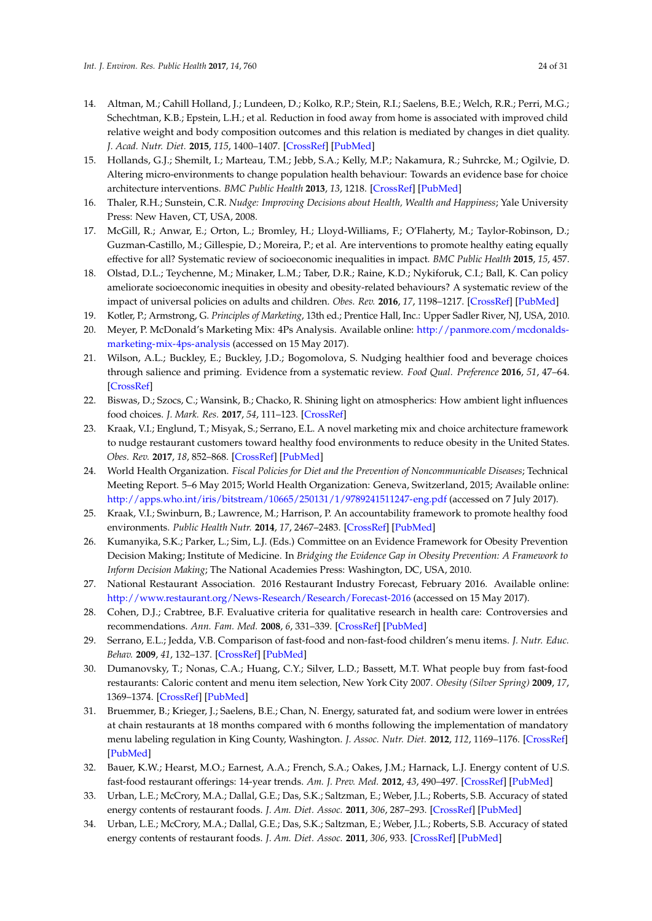14. Altman, M.; Cahill Holland, J.; Lundeen, D.; Kolko, R.P.; Stein, R.I.; Saelens, B.E.; Welch, R.R.; Perri, M.G.; Schechtman, K.B.; Epstein, L.H.; et al. Reduction in food away from home is associated with improved child relative weight and body composition outcomes and this relation is mediated by changes in diet quality. *J. Acad. Nutr. Diet.* **2015**, *115*, 1400–1407. [CrossRef] [PubMed]
15. Hollands, G.J.; Shemilt, I.; Marteau, T.M.; Jebb, S.A.; Kelly, M.P.; Nakamura, R.; Suhrcke, M.; Ogilvie, D. Altering micro-environments to change population health behaviour: Towards an evidence base for choice architecture interventions. *BMC Public Health* **2013**, *13*, 1218. [CrossRef] [PubMed]
16. Thaler, R.H.; Sunstein, C.R. *Nudge: Improving Decisions about Health, Wealth and Happiness*; Yale University Press: New Haven, CT, USA, 2008.
17. McGill, R.; Anwar, E.; Orton, L.; Bromley, H.; Lloyd-Williams, F.; O'Flaherty, M.; Taylor-Robinson, D.; Guzman-Castillo, M.; Gillespie, D.; Moreira, P.; et al. Are interventions to promote healthy eating equally effective for all? Systematic review of socioeconomic inequalities in impact. *BMC Public Health* **2015**, *15*, 457.
18. Olstad, D.L.; Teychenne, M.; Minaker, L.M.; Taber, D.R.; Raine, K.D.; Nykiforuk, C.I.; Ball, K. Can policy ameliorate socioeconomic inequities in obesity and obesity-related behaviours? A systematic review of the impact of universal policies on adults and children. *Obes. Rev.* **2016**, *17*, 1198–1217. [CrossRef] [PubMed]
19. Kotler, P.; Armstrong, G. *Principles of Marketing*, 13th ed.; Prentice Hall, Inc.: Upper Sadler River, NJ, USA, 2010.
20. Meyer, P. McDonald's Marketing Mix: 4Ps Analysis. Available online: http://panmore.com/mcdonalds-marketing-mix-4ps-analysis (accessed on 15 May 2017).
21. Wilson, A.L.; Buckley, E.; Buckley, J.D.; Bogomolova, S. Nudging healthier food and beverage choices through salience and priming. Evidence from a systematic review. *Food Qual. Preference* **2016**, *51*, 47–64. [CrossRef]
22. Biswas, D.; Szocs, C.; Wansink, B.; Chacko, R. Shining light on atmospherics: How ambient light influences food choices. *J. Mark. Res.* **2017**, *54*, 111–123. [CrossRef]
23. Kraak, V.I.; Englund, T.; Misyak, S.; Serrano, E.L. A novel marketing mix and choice architecture framework to nudge restaurant customers toward healthy food environments to reduce obesity in the United States. *Obes. Rev.* **2017**, *18*, 852–868. [CrossRef] [PubMed]
24. World Health Organization. *Fiscal Policies for Diet and the Prevention of Noncommunicable Diseases*; Technical Meeting Report. 5–6 May 2015; World Health Organization: Geneva, Switzerland, 2015; Available online: http://apps.who.int/iris/bitstream/10665/250131/1/9789241511247-eng.pdf (accessed on 7 July 2017).
25. Kraak, V.I.; Swinburn, B.; Lawrence, M.; Harrison, P. An accountability framework to promote healthy food environments. *Public Health Nutr.* **2014**, *17*, 2467–2483. [CrossRef] [PubMed]
26. Kumanyika, S.K.; Parker, L.; Sim, L.J. (Eds.) Committee on an Evidence Framework for Obesity Prevention Decision Making; Institute of Medicine. In *Bridging the Evidence Gap in Obesity Prevention: A Framework to Inform Decision Making*; The National Academies Press: Washington, DC, USA, 2010.
27. National Restaurant Association. 2016 Restaurant Industry Forecast, February 2016. Available online: http://www.restaurant.org/News-Research/Research/Forecast-2016 (accessed on 15 May 2017).
28. Cohen, D.J.; Crabtree, B.F. Evaluative criteria for qualitative research in health care: Controversies and recommendations. *Ann. Fam. Med.* **2008**, *6*, 331–339. [CrossRef] [PubMed]
29. Serrano, E.L.; Jedda, V.B. Comparison of fast-food and non-fast-food children's menu items. *J. Nutr. Educ. Behav.* **2009**, *41*, 132–137. [CrossRef] [PubMed]
30. Dumanovsky, T.; Nonas, C.A.; Huang, C.Y.; Silver, L.D.; Bassett, M.T. What people buy from fast-food restaurants: Caloric content and menu item selection, New York City 2007. *Obesity (Silver Spring)* **2009**, *17*, 1369–1374. [CrossRef] [PubMed]
31. Bruemmer, B.; Krieger, J.; Saelens, B.E.; Chan, N. Energy, saturated fat, and sodium were lower in entrées at chain restaurants at 18 months compared with 6 months following the implementation of mandatory menu labeling regulation in King County, Washington. *J. Assoc. Nutr. Diet.* **2012**, *112*, 1169–1176. [CrossRef] [PubMed]
32. Bauer, K.W.; Hearst, M.O.; Earnest, A.A.; French, S.A.; Oakes, J.M.; Harnack, L.J. Energy content of U.S. fast-food restaurant offerings: 14-year trends. *Am. J. Prev. Med.* **2012**, *43*, 490–497. [CrossRef] [PubMed]
33. Urban, L.E.; McCrory, M.A.; Dallal, G.E.; Das, S.K.; Saltzman, E.; Weber, J.L.; Roberts, S.B. Accuracy of stated energy contents of restaurant foods. *J. Am. Diet. Assoc.* **2011**, *306*, 287–293. [CrossRef] [PubMed]
34. Urban, L.E.; McCrory, M.A.; Dallal, G.E.; Das, S.K.; Saltzman, E.; Weber, J.L.; Roberts, S.B. Accuracy of stated energy contents of restaurant foods. *J. Am. Diet. Assoc.* **2011**, *306*, 933. [CrossRef] [PubMed]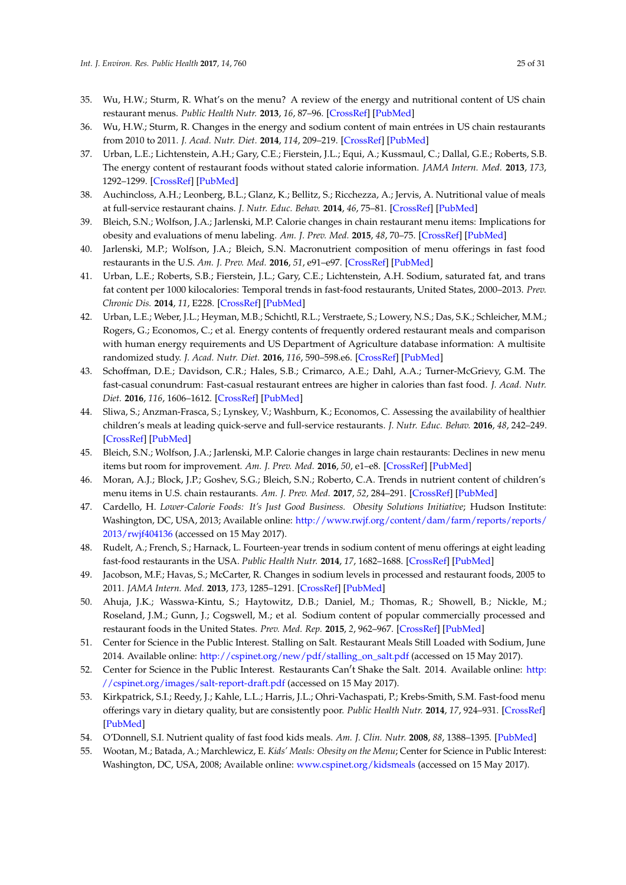35. Wu, H.W.; Sturm, R. What's on the menu? A review of the energy and nutritional content of US chain restaurant menus. *Public Health Nutr.* **2013**, *16*, 87–96. [CrossRef] [PubMed]
36. Wu, H.W.; Sturm, R. Changes in the energy and sodium content of main entrées in US chain restaurants from 2010 to 2011. *J. Acad. Nutr. Diet.* **2014**, *114*, 209–219. [CrossRef] [PubMed]
37. Urban, L.E.; Lichtenstein, A.H.; Gary, C.E.; Fierstein, J.L.; Equi, A.; Kussmaul, C.; Dallal, G.E.; Roberts, S.B. The energy content of restaurant foods without stated calorie information. *JAMA Intern. Med.* **2013**, *173*, 1292–1299. [CrossRef] [PubMed]
38. Auchincloss, A.H.; Leonberg, B.L.; Glanz, K.; Bellitz, S.; Ricchezza, A.; Jervis, A. Nutritional value of meals at full-service restaurant chains. *J. Nutr. Educ. Behav.* **2014**, *46*, 75–81. [CrossRef] [PubMed]
39. Bleich, S.N.; Wolfson, J.A.; Jarlenski, M.P. Calorie changes in chain restaurant menu items: Implications for obesity and evaluations of menu labeling. *Am. J. Prev. Med.* **2015**, *48*, 70–75. [CrossRef] [PubMed]
40. Jarlenski, M.P.; Wolfson, J.A.; Bleich, S.N. Macronutrient composition of menu offerings in fast food restaurants in the U.S. *Am. J. Prev. Med.* **2016**, *51*, e91–e97. [CrossRef] [PubMed]
41. Urban, L.E.; Roberts, S.B.; Fierstein, J.L.; Gary, C.E.; Lichtenstein, A.H. Sodium, saturated fat, and trans fat content per 1000 kilocalories: Temporal trends in fast-food restaurants, United States, 2000–2013. *Prev. Chronic Dis.* **2014**, *11*, E228. [CrossRef] [PubMed]
42. Urban, L.E.; Weber, J.L.; Heyman, M.B.; Schichtl, R.L.; Verstraete, S.; Lowery, N.S.; Das, S.K.; Schleicher, M.M.; Rogers, G.; Economos, C.; et al. Energy contents of frequently ordered restaurant meals and comparison with human energy requirements and US Department of Agriculture database information: A multisite randomized study. *J. Acad. Nutr. Diet.* **2016**, *116*, 590–598.e6. [CrossRef] [PubMed]
43. Schoffman, D.E.; Davidson, C.R.; Hales, S.B.; Crimarco, A.E.; Dahl, A.A.; Turner-McGrievy, G.M. The fast-casual conundrum: Fast-casual restaurant entrees are higher in calories than fast food. *J. Acad. Nutr. Diet.* **2016**, *116*, 1606–1612. [CrossRef] [PubMed]
44. Sliwa, S.; Anzman-Frasca, S.; Lynskey, V.; Washburn, K.; Economos, C. Assessing the availability of healthier children's meals at leading quick-serve and full-service restaurants. *J. Nutr. Educ. Behav.* **2016**, *48*, 242–249. [CrossRef] [PubMed]
45. Bleich, S.N.; Wolfson, J.A.; Jarlenski, M.P. Calorie changes in large chain restaurants: Declines in new menu items but room for improvement. *Am. J. Prev. Med.* **2016**, *50*, e1–e8. [CrossRef] [PubMed]
46. Moran, A.J.; Block, J.P.; Goshev, S.G.; Bleich, S.N.; Roberto, C.A. Trends in nutrient content of children's menu items in U.S. chain restaurants. *Am. J. Prev. Med.* **2017**, *52*, 284–291. [CrossRef] [PubMed]
47. Cardello, H. *Lower-Calorie Foods: It's Just Good Business. Obesity Solutions Initiative*; Hudson Institute: Washington, DC, USA, 2013; Available online: http://www.rwjf.org/content/dam/farm/reports/reports/2013/rwjf404136 (accessed on 15 May 2017).
48. Rudelt, A.; French, S.; Harnack, L. Fourteen-year trends in sodium content of menu offerings at eight leading fast-food restaurants in the USA. *Public Health Nutr.* **2014**, *17*, 1682–1688. [CrossRef] [PubMed]
49. Jacobson, M.F.; Havas, S.; McCarter, R. Changes in sodium levels in processed and restaurant foods, 2005 to 2011. *JAMA Intern. Med.* **2013**, *173*, 1285–1291. [CrossRef] [PubMed]
50. Ahuja, J.K.; Wasswa-Kintu, S.; Haytowitz, D.B.; Daniel, M.; Thomas, R.; Showell, B.; Nickle, M.; Roseland, J.M.; Gunn, J.; Cogswell, M.; et al. Sodium content of popular commercially processed and restaurant foods in the United States. *Prev. Med. Rep.* **2015**, *2*, 962–967. [CrossRef] [PubMed]
51. Center for Science in the Public Interest. Stalling on Salt. Restaurant Meals Still Loaded with Sodium, June 2014. Available online: http://cspinet.org/new/pdf/stalling_on_salt.pdf (accessed on 15 May 2017).
52. Center for Science in the Public Interest. Restaurants Can't Shake the Salt. 2014. Available online: http://cspinet.org/images/salt-report-draft.pdf (accessed on 15 May 2017).
53. Kirkpatrick, S.I.; Reedy, J.; Kahle, L.L.; Harris, J.L.; Ohri-Vachaspati, P.; Krebs-Smith, S.M. Fast-food menu offerings vary in dietary quality, but are consistently poor. *Public Health Nutr.* **2014**, *17*, 924–931. [CrossRef] [PubMed]
54. O'Donnell, S.I. Nutrient quality of fast food kids meals. *Am. J. Clin. Nutr.* **2008**, *88*, 1388–1395. [PubMed]
55. Wootan, M.; Batada, A.; Marchlewicz, E. *Kids' Meals: Obesity on the Menu*; Center for Science in Public Interest: Washington, DC, USA, 2008; Available online: www.cspinet.org/kidsmeals (accessed on 15 May 2017).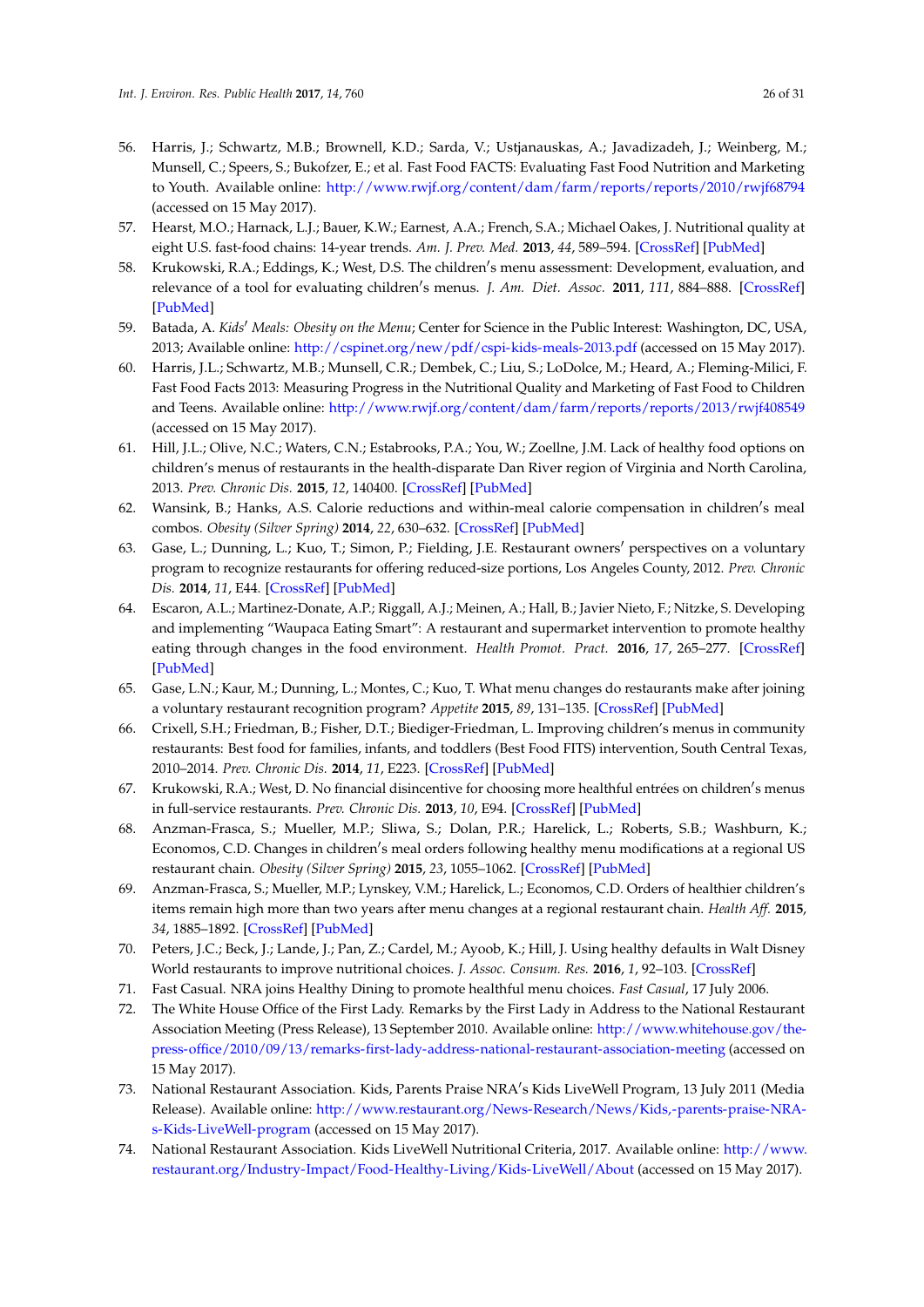56. Harris, J.; Schwartz, M.B.; Brownell, K.D.; Sarda, V.; Ustjanauskas, A.; Javadizadeh, J.; Weinberg, M.; Munsell, C.; Speers, S.; Bukofzer, E.; et al. Fast Food FACTS: Evaluating Fast Food Nutrition and Marketing to Youth. Available online: http://www.rwjf.org/content/dam/farm/reports/reports/2010/rwjf68794 (accessed on 15 May 2017).
57. Hearst, M.O.; Harnack, L.J.; Bauer, K.W.; Earnest, A.A.; French, S.A.; Michael Oakes, J. Nutritional quality at eight U.S. fast-food chains: 14-year trends. *Am. J. Prev. Med.* **2013**, *44*, 589–594. [CrossRef] [PubMed]
58. Krukowski, R.A.; Eddings, K.; West, D.S. The children′s menu assessment: Development, evaluation, and relevance of a tool for evaluating children′s menus. *J. Am. Diet. Assoc.* **2011**, *111*, 884–888. [CrossRef] [PubMed]
59. Batada, A. *Kids′ Meals: Obesity on the Menu*; Center for Science in the Public Interest: Washington, DC, USA, 2013; Available online: http://cspinet.org/new/pdf/cspi-kids-meals-2013.pdf (accessed on 15 May 2017).
60. Harris, J.L.; Schwartz, M.B.; Munsell, C.R.; Dembek, C.; Liu, S.; LoDolce, M.; Heard, A.; Fleming-Milici, F. Fast Food Facts 2013: Measuring Progress in the Nutritional Quality and Marketing of Fast Food to Children and Teens. Available online: http://www.rwjf.org/content/dam/farm/reports/reports/2013/rwjf408549 (accessed on 15 May 2017).
61. Hill, J.L.; Olive, N.C.; Waters, C.N.; Estabrooks, P.A.; You, W.; Zoellne, J.M. Lack of healthy food options on children's menus of restaurants in the health-disparate Dan River region of Virginia and North Carolina, 2013. *Prev. Chronic Dis.* **2015**, *12*, 140400. [CrossRef] [PubMed]
62. Wansink, B.; Hanks, A.S. Calorie reductions and within-meal calorie compensation in children′s meal combos. *Obesity (Silver Spring)* **2014**, *22*, 630–632. [CrossRef] [PubMed]
63. Gase, L.; Dunning, L.; Kuo, T.; Simon, P.; Fielding, J.E. Restaurant owners′ perspectives on a voluntary program to recognize restaurants for offering reduced-size portions, Los Angeles County, 2012. *Prev. Chronic Dis.* **2014**, *11*, E44. [CrossRef] [PubMed]
64. Escaron, A.L.; Martinez-Donate, A.P.; Riggall, A.J.; Meinen, A.; Hall, B.; Javier Nieto, F.; Nitzke, S. Developing and implementing "Waupaca Eating Smart": A restaurant and supermarket intervention to promote healthy eating through changes in the food environment. *Health Promot. Pract.* **2016**, *17*, 265–277. [CrossRef] [PubMed]
65. Gase, L.N.; Kaur, M.; Dunning, L.; Montes, C.; Kuo, T. What menu changes do restaurants make after joining a voluntary restaurant recognition program? *Appetite* **2015**, *89*, 131–135. [CrossRef] [PubMed]
66. Crixell, S.H.; Friedman, B.; Fisher, D.T.; Biediger-Friedman, L. Improving children's menus in community restaurants: Best food for families, infants, and toddlers (Best Food FITS) intervention, South Central Texas, 2010–2014. *Prev. Chronic Dis.* **2014**, *11*, E223. [CrossRef] [PubMed]
67. Krukowski, R.A.; West, D. No financial disincentive for choosing more healthful entrées on children′s menus in full-service restaurants. *Prev. Chronic Dis.* **2013**, *10*, E94. [CrossRef] [PubMed]
68. Anzman-Frasca, S.; Mueller, M.P.; Sliwa, S.; Dolan, P.R.; Harelick, L.; Roberts, S.B.; Washburn, K.; Economos, C.D. Changes in children′s meal orders following healthy menu modifications at a regional US restaurant chain. *Obesity (Silver Spring)* **2015**, *23*, 1055–1062. [CrossRef] [PubMed]
69. Anzman-Frasca, S.; Mueller, M.P.; Lynskey, V.M.; Harelick, L.; Economos, C.D. Orders of healthier children's items remain high more than two years after menu changes at a regional restaurant chain. *Health Aff.* **2015**, *34*, 1885–1892. [CrossRef] [PubMed]
70. Peters, J.C.; Beck, J.; Lande, J.; Pan, Z.; Cardel, M.; Ayoob, K.; Hill, J. Using healthy defaults in Walt Disney World restaurants to improve nutritional choices. *J. Assoc. Consum. Res.* **2016**, *1*, 92–103. [CrossRef]
71. Fast Casual. NRA joins Healthy Dining to promote healthful menu choices. *Fast Casual*, 17 July 2006.
72. The White House Office of the First Lady. Remarks by the First Lady in Address to the National Restaurant Association Meeting (Press Release), 13 September 2010. Available online: http://www.whitehouse.gov/the-press-office/2010/09/13/remarks-first-lady-address-national-restaurant-association-meeting (accessed on 15 May 2017).
73. National Restaurant Association. Kids, Parents Praise NRA′s Kids LiveWell Program, 13 July 2011 (Media Release). Available online: http://www.restaurant.org/News-Research/News/Kids,-parents-praise-NRA-s-Kids-LiveWell-program (accessed on 15 May 2017).
74. National Restaurant Association. Kids LiveWell Nutritional Criteria, 2017. Available online: http://www.restaurant.org/Industry-Impact/Food-Healthy-Living/Kids-LiveWell/About (accessed on 15 May 2017).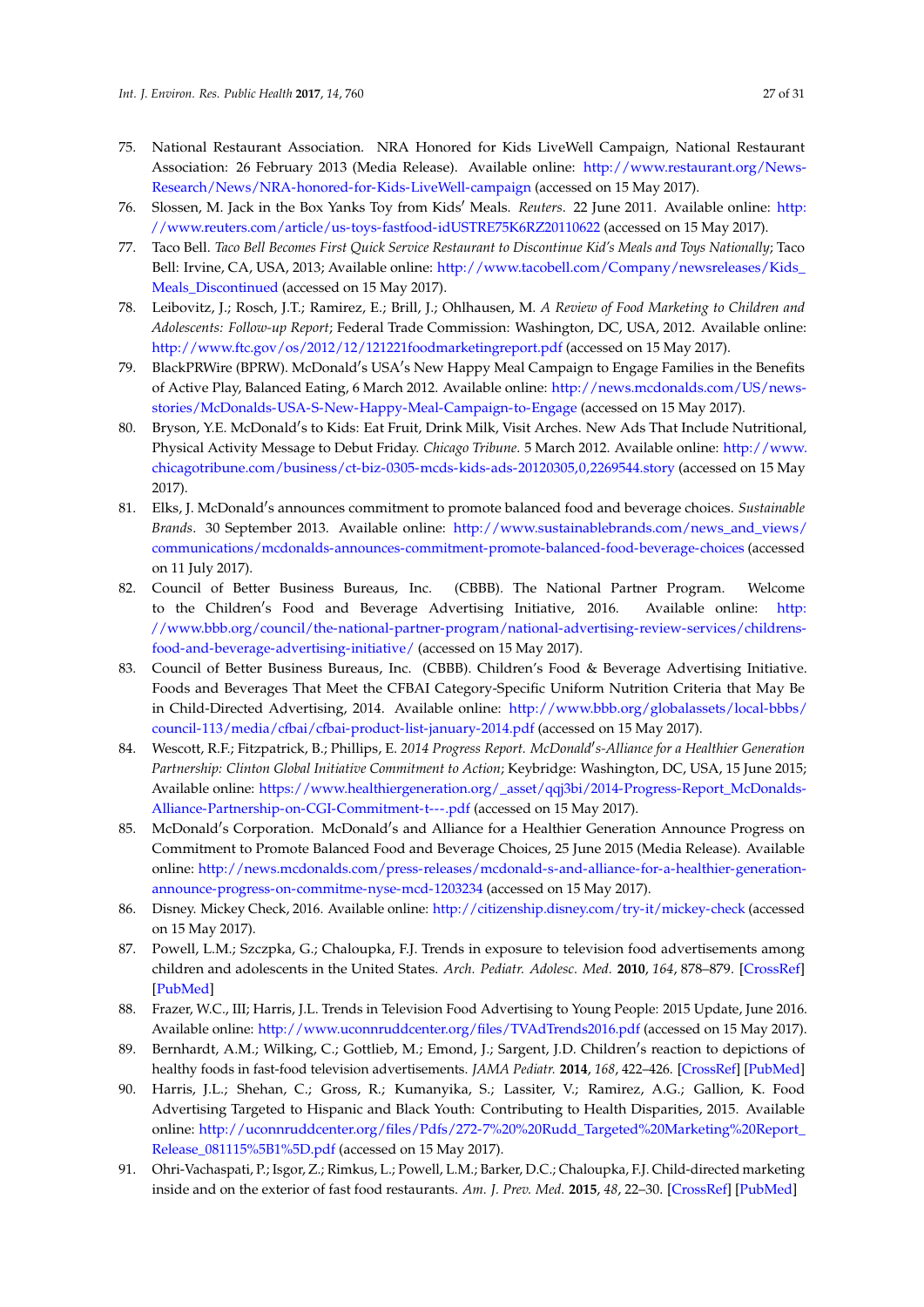75. National Restaurant Association. NRA Honored for Kids LiveWell Campaign, National Restaurant Association: 26 February 2013 (Media Release). Available online: http://www.restaurant.org/News-Research/News/NRA-honored-for-Kids-LiveWell-campaign (accessed on 15 May 2017).
76. Slossen, M. Jack in the Box Yanks Toy from Kids′ Meals. *Reuters*. 22 June 2011. Available online: http://www.reuters.com/article/us-toys-fastfood-idUSTRE75K6RZ20110622 (accessed on 15 May 2017).
77. Taco Bell. *Taco Bell Becomes First Quick Service Restaurant to Discontinue Kid's Meals and Toys Nationally*; Taco Bell: Irvine, CA, USA, 2013; Available online: http://www.tacobell.com/Company/newsreleases/Kids_Meals_Discontinued (accessed on 15 May 2017).
78. Leibovitz, J.; Rosch, J.T.; Ramirez, E.; Brill, J.; Ohlhausen, M. *A Review of Food Marketing to Children and Adolescents: Follow-up Report*; Federal Trade Commission: Washington, DC, USA, 2012. Available online: http://www.ftc.gov/os/2012/12/121221foodmarketingreport.pdf (accessed on 15 May 2017).
79. BlackPRWire (BPRW). McDonald′s USA′s New Happy Meal Campaign to Engage Families in the Benefits of Active Play, Balanced Eating, 6 March 2012. Available online: http://news.mcdonalds.com/US/news-stories/McDonalds-USA-S-New-Happy-Meal-Campaign-to-Engage (accessed on 15 May 2017).
80. Bryson, Y.E. McDonald′s to Kids: Eat Fruit, Drink Milk, Visit Arches. New Ads That Include Nutritional, Physical Activity Message to Debut Friday. *Chicago Tribune*. 5 March 2012. Available online: http://www.chicagotribune.com/business/ct-biz-0305-mcds-kids-ads-20120305,0,2269544.story (accessed on 15 May 2017).
81. Elks, J. McDonald′s announces commitment to promote balanced food and beverage choices. *Sustainable Brands*. 30 September 2013. Available online: http://www.sustainablebrands.com/news_and_views/communications/mcdonalds-announces-commitment-promote-balanced-food-beverage-choices (accessed on 11 July 2017).
82. Council of Better Business Bureaus, Inc. (CBBB). The National Partner Program. Welcome to the Children′s Food and Beverage Advertising Initiative, 2016. Available online: http://www.bbb.org/council/the-national-partner-program/national-advertising-review-services/childrens-food-and-beverage-advertising-initiative/ (accessed on 15 May 2017).
83. Council of Better Business Bureaus, Inc. (CBBB). Children's Food & Beverage Advertising Initiative. Foods and Beverages That Meet the CFBAI Category-Specific Uniform Nutrition Criteria that May Be in Child-Directed Advertising, 2014. Available online: http://www.bbb.org/globalassets/local-bbbs/council-113/media/cfbai/cfbai-product-list-january-2014.pdf (accessed on 15 May 2017).
84. Wescott, R.F.; Fitzpatrick, B.; Phillips, E. *2014 Progress Report. McDonald′s-Alliance for a Healthier Generation Partnership: Clinton Global Initiative Commitment to Action*; Keybridge: Washington, DC, USA, 15 June 2015; Available online: https://www.healthiergeneration.org/_asset/qqj3bi/2014-Progress-Report_McDonalds-Alliance-Partnership-on-CGI-Commitment-t---.pdf (accessed on 15 May 2017).
85. McDonald′s Corporation. McDonald′s and Alliance for a Healthier Generation Announce Progress on Commitment to Promote Balanced Food and Beverage Choices, 25 June 2015 (Media Release). Available online: http://news.mcdonalds.com/press-releases/mcdonald-s-and-alliance-for-a-healthier-generation-announce-progress-on-commitme-nyse-mcd-1203234 (accessed on 15 May 2017).
86. Disney. Mickey Check, 2016. Available online: http://citizenship.disney.com/try-it/mickey-check (accessed on 15 May 2017).
87. Powell, L.M.; Szczpka, G.; Chaloupka, F.J. Trends in exposure to television food advertisements among children and adolescents in the United States. *Arch. Pediatr. Adolesc. Med.* **2010**, *164*, 878–879. [CrossRef] [PubMed]
88. Frazer, W.C., III; Harris, J.L. Trends in Television Food Advertising to Young People: 2015 Update, June 2016. Available online: http://www.uconnruddcenter.org/files/TVAdTrends2016.pdf (accessed on 15 May 2017).
89. Bernhardt, A.M.; Wilking, C.; Gottlieb, M.; Emond, J.; Sargent, J.D. Children′s reaction to depictions of healthy foods in fast-food television advertisements. *JAMA Pediatr.* **2014**, *168*, 422–426. [CrossRef] [PubMed]
90. Harris, J.L.; Shehan, C.; Gross, R.; Kumanyika, S.; Lassiter, V.; Ramirez, A.G.; Gallion, K. Food Advertising Targeted to Hispanic and Black Youth: Contributing to Health Disparities, 2015. Available online: http://uconnruddcenter.org/files/Pdfs/272-7%20%20Rudd_Targeted%20Marketing%20Report_Release_081115%5B1%5D.pdf (accessed on 15 May 2017).
91. Ohri-Vachaspati, P.; Isgor, Z.; Rimkus, L.; Powell, L.M.; Barker, D.C.; Chaloupka, F.J. Child-directed marketing inside and on the exterior of fast food restaurants. *Am. J. Prev. Med.* **2015**, *48*, 22–30. [CrossRef] [PubMed]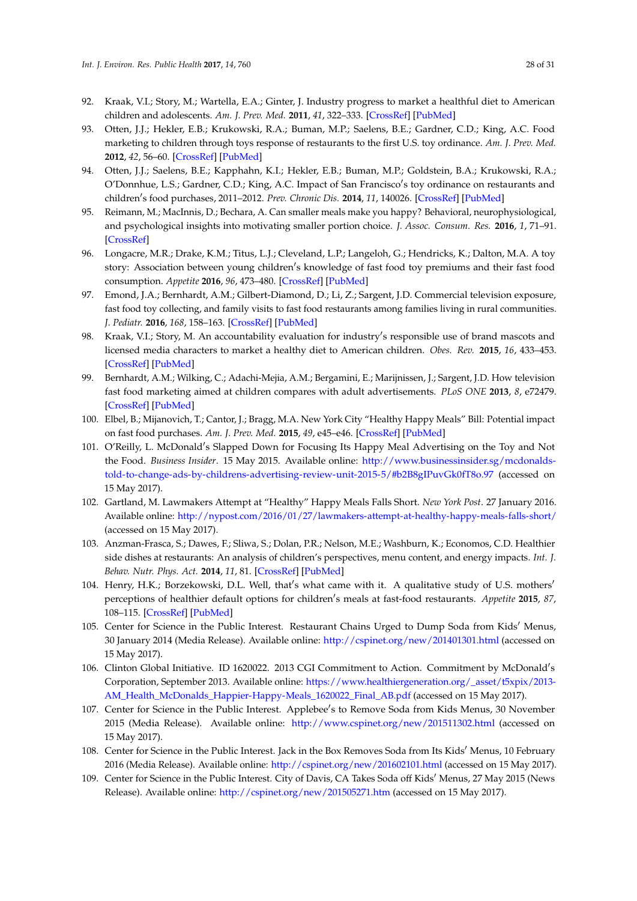92. Kraak, V.I.; Story, M.; Wartella, E.A.; Ginter, J. Industry progress to market a healthful diet to American children and adolescents. *Am. J. Prev. Med.* **2011**, *41*, 322–333. [CrossRef] [PubMed]
93. Otten, J.J.; Hekler, E.B.; Krukowski, R.A.; Buman, M.P.; Saelens, B.E.; Gardner, C.D.; King, A.C. Food marketing to children through toys response of restaurants to the first U.S. toy ordinance. *Am. J. Prev. Med.* **2012**, *42*, 56–60. [CrossRef] [PubMed]
94. Otten, J.J.; Saelens, B.E.; Kapphahn, K.I.; Hekler, E.B.; Buman, M.P.; Goldstein, B.A.; Krukowski, R.A.; O'Donnhue, L.S.; Gardner, C.D.; King, A.C. Impact of San Francisco's toy ordinance on restaurants and children's food purchases, 2011–2012. *Prev. Chronic Dis.* **2014**, *11*, 140026. [CrossRef] [PubMed]
95. Reimann, M.; MacInnis, D.; Bechara, A. Can smaller meals make you happy? Behavioral, neurophysiological, and psychological insights into motivating smaller portion choice. *J. Assoc. Consum. Res.* **2016**, *1*, 71–91. [CrossRef]
96. Longacre, M.R.; Drake, K.M.; Titus, L.J.; Cleveland, L.P.; Langeloh, G.; Hendricks, K.; Dalton, M.A. A toy story: Association between young children's knowledge of fast food toy premiums and their fast food consumption. *Appetite* **2016**, *96*, 473–480. [CrossRef] [PubMed]
97. Emond, J.A.; Bernhardt, A.M.; Gilbert-Diamond, D.; Li, Z.; Sargent, J.D. Commercial television exposure, fast food toy collecting, and family visits to fast food restaurants among families living in rural communities. *J. Pediatr.* **2016**, *168*, 158–163. [CrossRef] [PubMed]
98. Kraak, V.I.; Story, M. An accountability evaluation for industry's responsible use of brand mascots and licensed media characters to market a healthy diet to American children. *Obes. Rev.* **2015**, *16*, 433–453. [CrossRef] [PubMed]
99. Bernhardt, A.M.; Wilking, C.; Adachi-Mejia, A.M.; Bergamini, E.; Marijnissen, J.; Sargent, J.D. How television fast food marketing aimed at children compares with adult advertisements. *PLoS ONE* **2013**, *8*, e72479. [CrossRef] [PubMed]
100. Elbel, B.; Mijanovich, T.; Cantor, J.; Bragg, M.A. New York City "Healthy Happy Meals" Bill: Potential impact on fast food purchases. *Am. J. Prev. Med.* **2015**, *49*, e45–e46. [CrossRef] [PubMed]
101. O'Reilly, L. McDonald's Slapped Down for Focusing Its Happy Meal Advertising on the Toy and Not the Food. *Business Insider*. 15 May 2015. Available online: http://www.businessinsider.sg/mcdonalds-told-to-change-ads-by-childrens-advertising-review-unit-2015-5/#b2B8gIPuvGk0fT8o.97 (accessed on 15 May 2017).
102. Gartland, M. Lawmakers Attempt at "Healthy" Happy Meals Falls Short. *New York Post*. 27 January 2016. Available online: http://nypost.com/2016/01/27/lawmakers-attempt-at-healthy-happy-meals-falls-short/ (accessed on 15 May 2017).
103. Anzman-Frasca, S.; Dawes, F.; Sliwa, S.; Dolan, P.R.; Nelson, M.E.; Washburn, K.; Economos, C.D. Healthier side dishes at restaurants: An analysis of children's perspectives, menu content, and energy impacts. *Int. J. Behav. Nutr. Phys. Act.* **2014**, *11*, 81. [CrossRef] [PubMed]
104. Henry, H.K.; Borzekowski, D.L. Well, that's what came with it. A qualitative study of U.S. mothers' perceptions of healthier default options for children's meals at fast-food restaurants. *Appetite* **2015**, *87*, 108–115. [CrossRef] [PubMed]
105. Center for Science in the Public Interest. Restaurant Chains Urged to Dump Soda from Kids' Menus, 30 January 2014 (Media Release). Available online: http://cspinet.org/new/201401301.html (accessed on 15 May 2017).
106. Clinton Global Initiative. ID 1620022. 2013 CGI Commitment to Action. Commitment by McDonald's Corporation, September 2013. Available online: https://www.healthiergeneration.org/_asset/t5xpix/2013-AM_Health_McDonalds_Happier-Happy-Meals_1620022_Final_AB.pdf (accessed on 15 May 2017).
107. Center for Science in the Public Interest. Applebee's to Remove Soda from Kids Menus, 30 November 2015 (Media Release). Available online: http://www.cspinet.org/new/201511302.html (accessed on 15 May 2017).
108. Center for Science in the Public Interest. Jack in the Box Removes Soda from Its Kids' Menus, 10 February 2016 (Media Release). Available online: http://cspinet.org/new/201602101.html (accessed on 15 May 2017).
109. Center for Science in the Public Interest. City of Davis, CA Takes Soda off Kids' Menus, 27 May 2015 (News Release). Available online: http://cspinet.org/new/201505271.htm (accessed on 15 May 2017).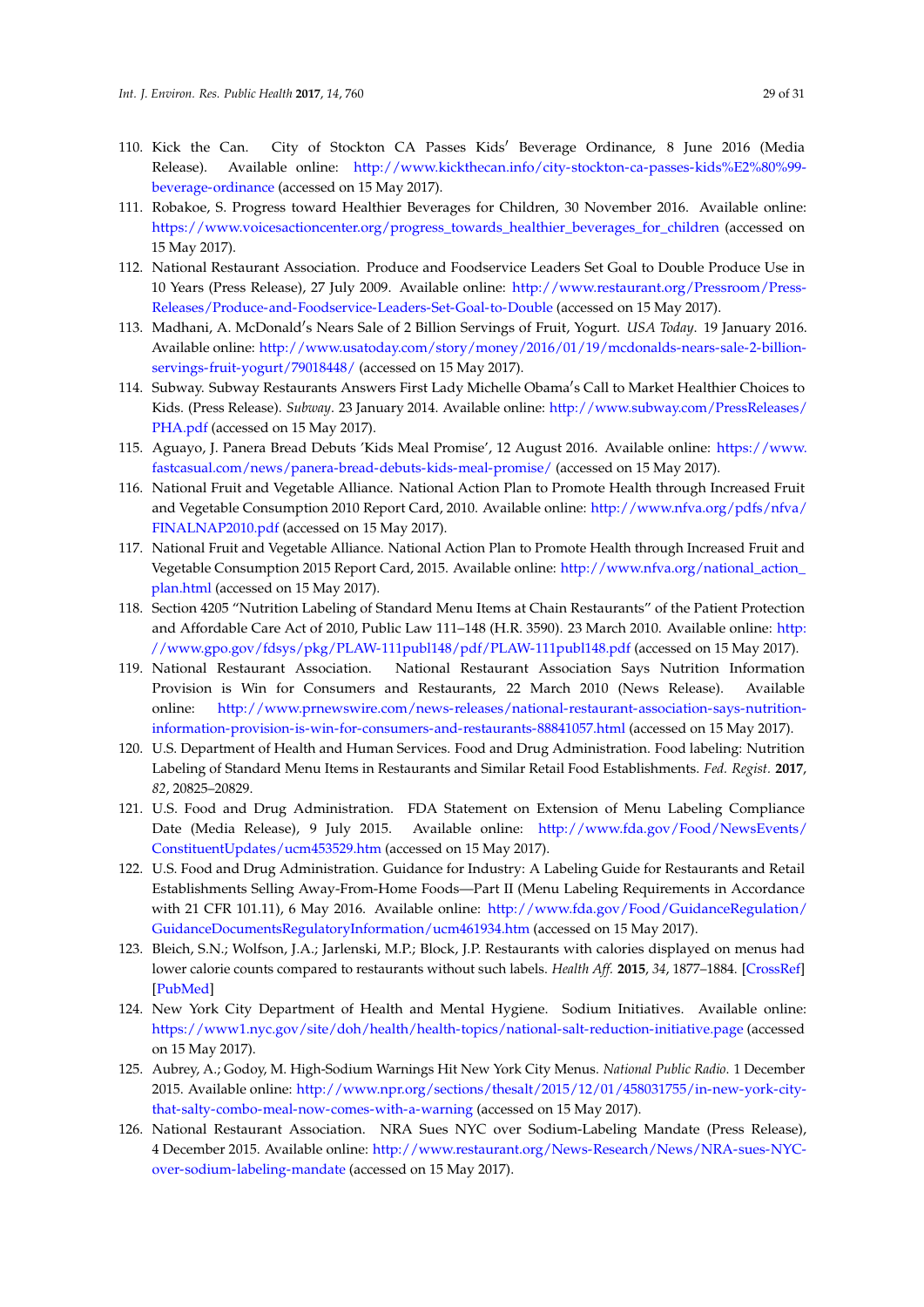110. Kick the Can. City of Stockton CA Passes Kids′ Beverage Ordinance, 8 June 2016 (Media Release). Available online: http://www.kickthecan.info/city-stockton-ca-passes-kids%E2%80%99-beverage-ordinance (accessed on 15 May 2017).
111. Robakoe, S. Progress toward Healthier Beverages for Children, 30 November 2016. Available online: https://www.voicesactioncenter.org/progress_towards_healthier_beverages_for_children (accessed on 15 May 2017).
112. National Restaurant Association. Produce and Foodservice Leaders Set Goal to Double Produce Use in 10 Years (Press Release), 27 July 2009. Available online: http://www.restaurant.org/Pressroom/Press-Releases/Produce-and-Foodservice-Leaders-Set-Goal-to-Double (accessed on 15 May 2017).
113. Madhani, A. McDonald′s Nears Sale of 2 Billion Servings of Fruit, Yogurt. *USA Today*. 19 January 2016. Available online: http://www.usatoday.com/story/money/2016/01/19/mcdonalds-nears-sale-2-billion-servings-fruit-yogurt/79018448/ (accessed on 15 May 2017).
114. Subway. Subway Restaurants Answers First Lady Michelle Obama′s Call to Market Healthier Choices to Kids. (Press Release). *Subway*. 23 January 2014. Available online: http://www.subway.com/PressReleases/PHA.pdf (accessed on 15 May 2017).
115. Aguayo, J. Panera Bread Debuts 'Kids Meal Promise', 12 August 2016. Available online: https://www.fastcasual.com/news/panera-bread-debuts-kids-meal-promise/ (accessed on 15 May 2017).
116. National Fruit and Vegetable Alliance. National Action Plan to Promote Health through Increased Fruit and Vegetable Consumption 2010 Report Card, 2010. Available online: http://www.nfva.org/pdfs/nfva/FINALNAP2010.pdf (accessed on 15 May 2017).
117. National Fruit and Vegetable Alliance. National Action Plan to Promote Health through Increased Fruit and Vegetable Consumption 2015 Report Card, 2015. Available online: http://www.nfva.org/national_action_plan.html (accessed on 15 May 2017).
118. Section 4205 "Nutrition Labeling of Standard Menu Items at Chain Restaurants" of the Patient Protection and Affordable Care Act of 2010, Public Law 111–148 (H.R. 3590). 23 March 2010. Available online: http://www.gpo.gov/fdsys/pkg/PLAW-111publ148/pdf/PLAW-111publ148.pdf (accessed on 15 May 2017).
119. National Restaurant Association. National Restaurant Association Says Nutrition Information Provision is Win for Consumers and Restaurants, 22 March 2010 (News Release). Available online: http://www.prnewswire.com/news-releases/national-restaurant-association-says-nutrition-information-provision-is-win-for-consumers-and-restaurants-88841057.html (accessed on 15 May 2017).
120. U.S. Department of Health and Human Services. Food and Drug Administration. Food labeling: Nutrition Labeling of Standard Menu Items in Restaurants and Similar Retail Food Establishments. *Fed. Regist.* **2017**, *82*, 20825–20829.
121. U.S. Food and Drug Administration. FDA Statement on Extension of Menu Labeling Compliance Date (Media Release), 9 July 2015. Available online: http://www.fda.gov/Food/NewsEvents/ConstituentUpdates/ucm453529.htm (accessed on 15 May 2017).
122. U.S. Food and Drug Administration. Guidance for Industry: A Labeling Guide for Restaurants and Retail Establishments Selling Away-From-Home Foods—Part II (Menu Labeling Requirements in Accordance with 21 CFR 101.11), 6 May 2016. Available online: http://www.fda.gov/Food/GuidanceRegulation/GuidanceDocumentsRegulatoryInformation/ucm461934.htm (accessed on 15 May 2017).
123. Bleich, S.N.; Wolfson, J.A.; Jarlenski, M.P.; Block, J.P. Restaurants with calories displayed on menus had lower calorie counts compared to restaurants without such labels. *Health Aff.* **2015**, *34*, 1877–1884. [CrossRef] [PubMed]
124. New York City Department of Health and Mental Hygiene. Sodium Initiatives. Available online: https://www1.nyc.gov/site/doh/health/health-topics/national-salt-reduction-initiative.page (accessed on 15 May 2017).
125. Aubrey, A.; Godoy, M. High-Sodium Warnings Hit New York City Menus. *National Public Radio*. 1 December 2015. Available online: http://www.npr.org/sections/thesalt/2015/12/01/458031755/in-new-york-city-that-salty-combo-meal-now-comes-with-a-warning (accessed on 15 May 2017).
126. National Restaurant Association. NRA Sues NYC over Sodium-Labeling Mandate (Press Release), 4 December 2015. Available online: http://www.restaurant.org/News-Research/News/NRA-sues-NYC-over-sodium-labeling-mandate (accessed on 15 May 2017).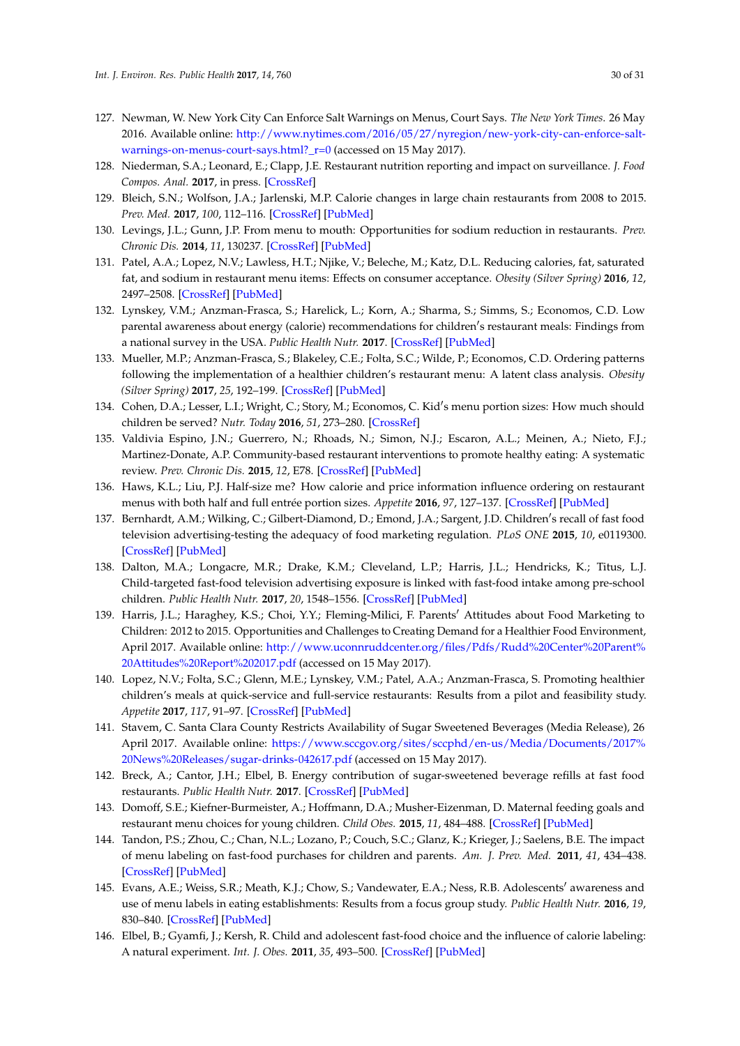127. Newman, W. New York City Can Enforce Salt Warnings on Menus, Court Says. *The New York Times*. 26 May 2016. Available online: http://www.nytimes.com/2016/05/27/nyregion/new-york-city-can-enforce-salt-warnings-on-menus-court-says.html?_r=0 (accessed on 15 May 2017).
128. Niederman, S.A.; Leonard, E.; Clapp, J.E. Restaurant nutrition reporting and impact on surveillance. *J. Food Compos. Anal.* **2017**, in press. [CrossRef]
129. Bleich, S.N.; Wolfson, J.A.; Jarlenski, M.P. Calorie changes in large chain restaurants from 2008 to 2015. *Prev. Med.* **2017**, *100*, 112–116. [CrossRef] [PubMed]
130. Levings, J.L.; Gunn, J.P. From menu to mouth: Opportunities for sodium reduction in restaurants. *Prev. Chronic Dis.* **2014**, *11*, 130237. [CrossRef] [PubMed]
131. Patel, A.A.; Lopez, N.V.; Lawless, H.T.; Njike, V.; Beleche, M.; Katz, D.L. Reducing calories, fat, saturated fat, and sodium in restaurant menu items: Effects on consumer acceptance. *Obesity (Silver Spring)* **2016**, *12*, 2497–2508. [CrossRef] [PubMed]
132. Lynskey, V.M.; Anzman-Frasca, S.; Harelick, L.; Korn, A.; Sharma, S.; Simms, S.; Economos, C.D. Low parental awareness about energy (calorie) recommendations for children's restaurant meals: Findings from a national survey in the USA. *Public Health Nutr.* **2017**. [CrossRef] [PubMed]
133. Mueller, M.P.; Anzman-Frasca, S.; Blakeley, C.E.; Folta, S.C.; Wilde, P.; Economos, C.D. Ordering patterns following the implementation of a healthier children's restaurant menu: A latent class analysis. *Obesity (Silver Spring)* **2017**, *25*, 192–199. [CrossRef] [PubMed]
134. Cohen, D.A.; Lesser, L.I.; Wright, C.; Story, M.; Economos, C. Kid's menu portion sizes: How much should children be served? *Nutr. Today* **2016**, *51*, 273–280. [CrossRef]
135. Valdivia Espino, J.N.; Guerrero, N.; Rhoads, N.; Simon, N.J.; Escaron, A.L.; Meinen, A.; Nieto, F.J.; Martinez-Donate, A.P. Community-based restaurant interventions to promote healthy eating: A systematic review. *Prev. Chronic Dis.* **2015**, *12*, E78. [CrossRef] [PubMed]
136. Haws, K.L.; Liu, P.J. Half-size me? How calorie and price information influence ordering on restaurant menus with both half and full entrée portion sizes. *Appetite* **2016**, *97*, 127–137. [CrossRef] [PubMed]
137. Bernhardt, A.M.; Wilking, C.; Gilbert-Diamond, D.; Emond, J.A.; Sargent, J.D. Children's recall of fast food television advertising-testing the adequacy of food marketing regulation. *PLoS ONE* **2015**, *10*, e0119300. [CrossRef] [PubMed]
138. Dalton, M.A.; Longacre, M.R.; Drake, K.M.; Cleveland, L.P.; Harris, J.L.; Hendricks, K.; Titus, L.J. Child-targeted fast-food television advertising exposure is linked with fast-food intake among pre-school children. *Public Health Nutr.* **2017**, *20*, 1548–1556. [CrossRef] [PubMed]
139. Harris, J.L.; Haraghey, K.S.; Choi, Y.Y.; Fleming-Milici, F. Parents' Attitudes about Food Marketing to Children: 2012 to 2015. Opportunities and Challenges to Creating Demand for a Healthier Food Environment, April 2017. Available online: http://www.uconnruddcenter.org/files/Pdfs/Rudd%20Center%20Parent%20Attitudes%20Report%202017.pdf (accessed on 15 May 2017).
140. Lopez, N.V.; Folta, S.C.; Glenn, M.E.; Lynskey, V.M.; Patel, A.A.; Anzman-Frasca, S. Promoting healthier children's meals at quick-service and full-service restaurants: Results from a pilot and feasibility study. *Appetite* **2017**, *117*, 91–97. [CrossRef] [PubMed]
141. Stavem, C. Santa Clara County Restricts Availability of Sugar Sweetened Beverages (Media Release), 26 April 2017. Available online: https://www.sccgov.org/sites/sccphd/en-us/Media/Documents/2017%20News%20Releases/sugar-drinks-042617.pdf (accessed on 15 May 2017).
142. Breck, A.; Cantor, J.H.; Elbel, B. Energy contribution of sugar-sweetened beverage refills at fast food restaurants. *Public Health Nutr.* **2017**. [CrossRef] [PubMed]
143. Domoff, S.E.; Kiefner-Burmeister, A.; Hoffmann, D.A.; Musher-Eizenman, D. Maternal feeding goals and restaurant menu choices for young children. *Child Obes.* **2015**, *11*, 484–488. [CrossRef] [PubMed]
144. Tandon, P.S.; Zhou, C.; Chan, N.L.; Lozano, P.; Couch, S.C.; Glanz, K.; Krieger, J.; Saelens, B.E. The impact of menu labeling on fast-food purchases for children and parents. *Am. J. Prev. Med.* **2011**, *41*, 434–438. [CrossRef] [PubMed]
145. Evans, A.E.; Weiss, S.R.; Meath, K.J.; Chow, S.; Vandewater, E.A.; Ness, R.B. Adolescents' awareness and use of menu labels in eating establishments: Results from a focus group study. *Public Health Nutr.* **2016**, *19*, 830–840. [CrossRef] [PubMed]
146. Elbel, B.; Gyamfi, J.; Kersh, R. Child and adolescent fast-food choice and the influence of calorie labeling: A natural experiment. *Int. J. Obes.* **2011**, *35*, 493–500. [CrossRef] [PubMed]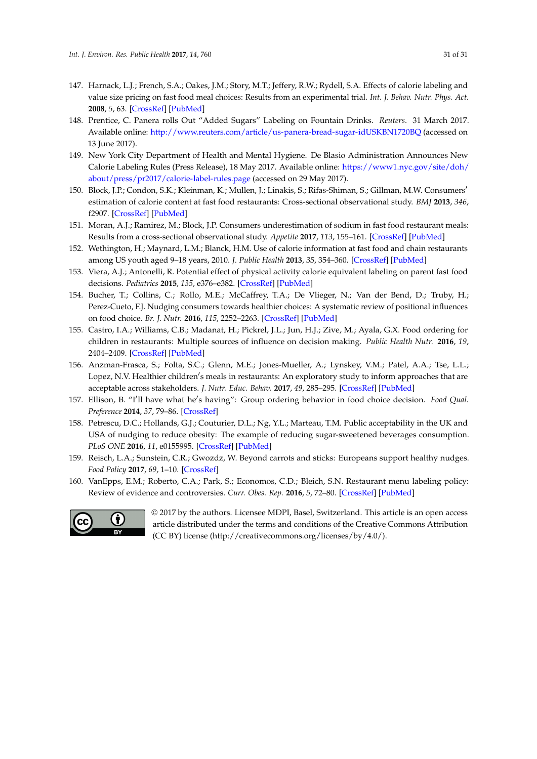147. Harnack, L.J.; French, S.A.; Oakes, J.M.; Story, M.T.; Jeffery, R.W.; Rydell, S.A. Effects of calorie labeling and value size pricing on fast food meal choices: Results from an experimental trial. *Int. J. Behav. Nutr. Phys. Act.* **2008**, *5*, 63. [CrossRef] [PubMed]
148. Prentice, C. Panera rolls Out "Added Sugars" Labeling on Fountain Drinks. *Reuters*. 31 March 2017. Available online: http://www.reuters.com/article/us-panera-bread-sugar-idUSKBN1720BQ (accessed on 13 June 2017).
149. New York City Department of Health and Mental Hygiene. De Blasio Administration Announces New Calorie Labeling Rules (Press Release), 18 May 2017. Available online: https://www1.nyc.gov/site/doh/about/press/pr2017/calorie-label-rules.page (accessed on 29 May 2017).
150. Block, J.P.; Condon, S.K.; Kleinman, K.; Mullen, J.; Linakis, S.; Rifas-Shiman, S.; Gillman, M.W. Consumers′ estimation of calorie content at fast food restaurants: Cross-sectional observational study. *BMJ* **2013**, *346*, f2907. [CrossRef] [PubMed]
151. Moran, A.J.; Ramirez, M.; Block, J.P. Consumers underestimation of sodium in fast food restaurant meals: Results from a cross-sectional observational study. *Appetite* **2017**, *113*, 155–161. [CrossRef] [PubMed]
152. Wethington, H.; Maynard, L.M.; Blanck, H.M. Use of calorie information at fast food and chain restaurants among US youth aged 9–18 years, 2010. *J. Public Health* **2013**, *35*, 354–360. [CrossRef] [PubMed]
153. Viera, A.J.; Antonelli, R. Potential effect of physical activity calorie equivalent labeling on parent fast food decisions. *Pediatrics* **2015**, *135*, e376–e382. [CrossRef] [PubMed]
154. Bucher, T.; Collins, C.; Rollo, M.E.; McCaffrey, T.A.; De Vlieger, N.; Van der Bend, D.; Truby, H.; Perez-Cueto, F.J. Nudging consumers towards healthier choices: A systematic review of positional influences on food choice. *Br. J. Nutr.* **2016**, *115*, 2252–2263. [CrossRef] [PubMed]
155. Castro, I.A.; Williams, C.B.; Madanat, H.; Pickrel, J.L.; Jun, H.J.; Zive, M.; Ayala, G.X. Food ordering for children in restaurants: Multiple sources of influence on decision making. *Public Health Nutr.* **2016**, *19*, 2404–2409. [CrossRef] [PubMed]
156. Anzman-Frasca, S.; Folta, S.C.; Glenn, M.E.; Jones-Mueller, A.; Lynskey, V.M.; Patel, A.A.; Tse, L.L.; Lopez, N.V. Healthier children′s meals in restaurants: An exploratory study to inform approaches that are acceptable across stakeholders. *J. Nutr. Educ. Behav.* **2017**, *49*, 285–295. [CrossRef] [PubMed]
157. Ellison, B. "I′ll have what he′s having": Group ordering behavior in food choice decision. *Food Qual. Preference* **2014**, *37*, 79–86. [CrossRef]
158. Petrescu, D.C.; Hollands, G.J.; Couturier, D.L.; Ng, Y.L.; Marteau, T.M. Public acceptability in the UK and USA of nudging to reduce obesity: The example of reducing sugar-sweetened beverages consumption. *PLoS ONE* **2016**, *11*, e0155995. [CrossRef] [PubMed]
159. Reisch, L.A.; Sunstein, C.R.; Gwozdz, W. Beyond carrots and sticks: Europeans support healthy nudges. *Food Policy* **2017**, *69*, 1–10. [CrossRef]
160. VanEpps, E.M.; Roberto, C.A.; Park, S.; Economos, C.D.; Bleich, S.N. Restaurant menu labeling policy: Review of evidence and controversies. *Curr. Obes. Rep.* **2016**, *5*, 72–80. [CrossRef] [PubMed]

© 2017 by the authors. Licensee MDPI, Basel, Switzerland. This article is an open access article distributed under the terms and conditions of the Creative Commons Attribution (CC BY) license (http://creativecommons.org/licenses/by/4.0/).